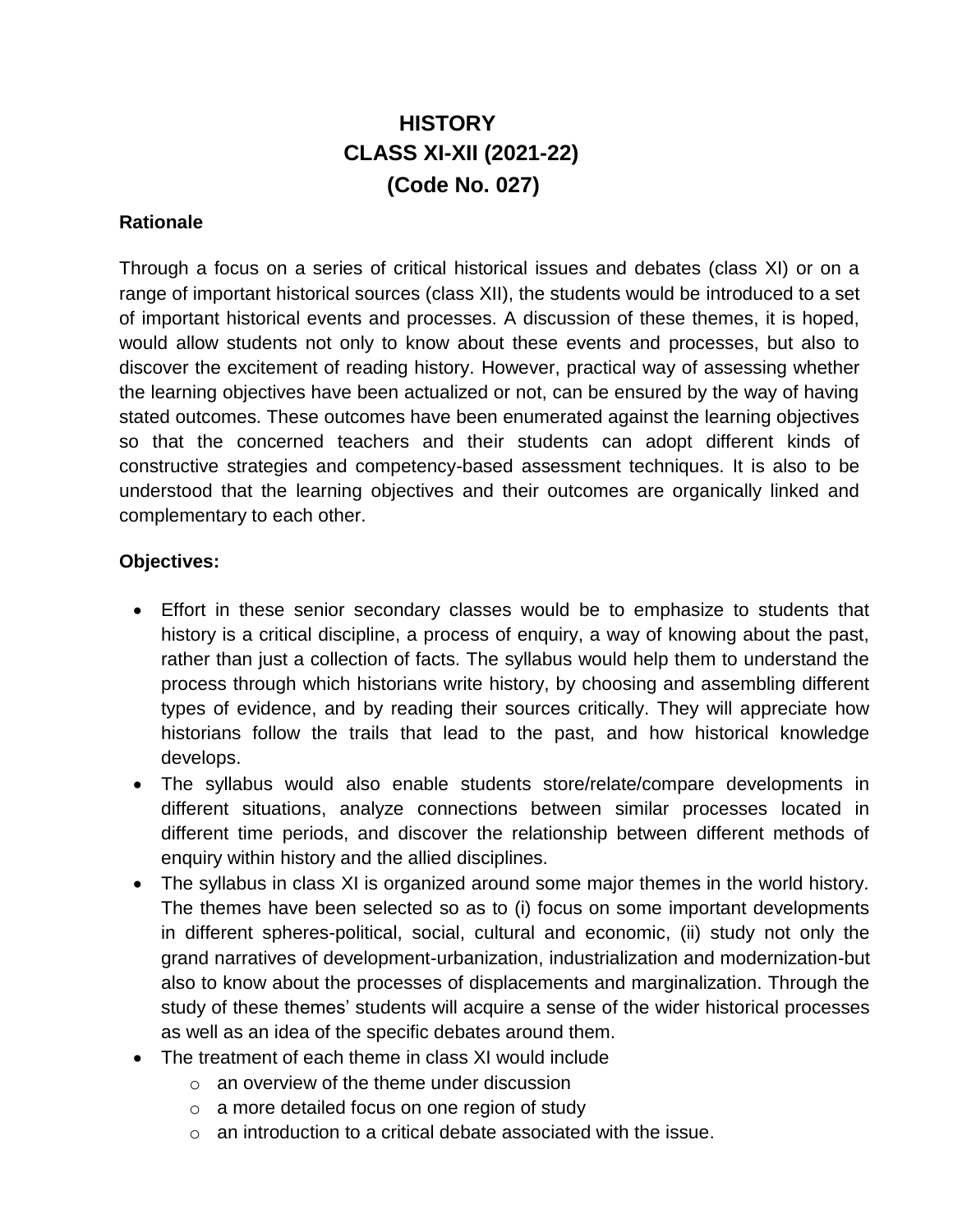# HISTORY
# CLASS XI-XII (2021-22)
# (Code No. 027)

**Rationale**

Through a focus on a series of critical historical issues and debates (class XI) or on a range of important historical sources (class XII), the students would be introduced to a set of important historical events and processes. A discussion of these themes, it is hoped, would allow students not only to know about these events and processes, but also to discover the excitement of reading history. However, practical way of assessing whether the learning objectives have been actualized or not, can be ensured by the way of having stated outcomes. These outcomes have been enumerated against the learning objectives so that the concerned teachers and their students can adopt different kinds of constructive strategies and competency-based assessment techniques. It is also to be understood that the learning objectives and their outcomes are organically linked and complementary to each other.

**Objectives:**

- Effort in these senior secondary classes would be to emphasize to students that history is a critical discipline, a process of enquiry, a way of knowing about the past, rather than just a collection of facts. The syllabus would help them to understand the process through which historians write history, by choosing and assembling different types of evidence, and by reading their sources critically. They will appreciate how historians follow the trails that lead to the past, and how historical knowledge develops.
- The syllabus would also enable students store/relate/compare developments in different situations, analyze connections between similar processes located in different time periods, and discover the relationship between different methods of enquiry within history and the allied disciplines.
- The syllabus in class XI is organized around some major themes in the world history. The themes have been selected so as to (i) focus on some important developments in different spheres-political, social, cultural and economic, (ii) study not only the grand narratives of development-urbanization, industrialization and modernization-but also to know about the processes of displacements and marginalization. Through the study of these themes' students will acquire a sense of the wider historical processes as well as an idea of the specific debates around them.
- The treatment of each theme in class XI would include
    - an overview of the theme under discussion
    - a more detailed focus on one region of study
    - an introduction to a critical debate associated with the issue.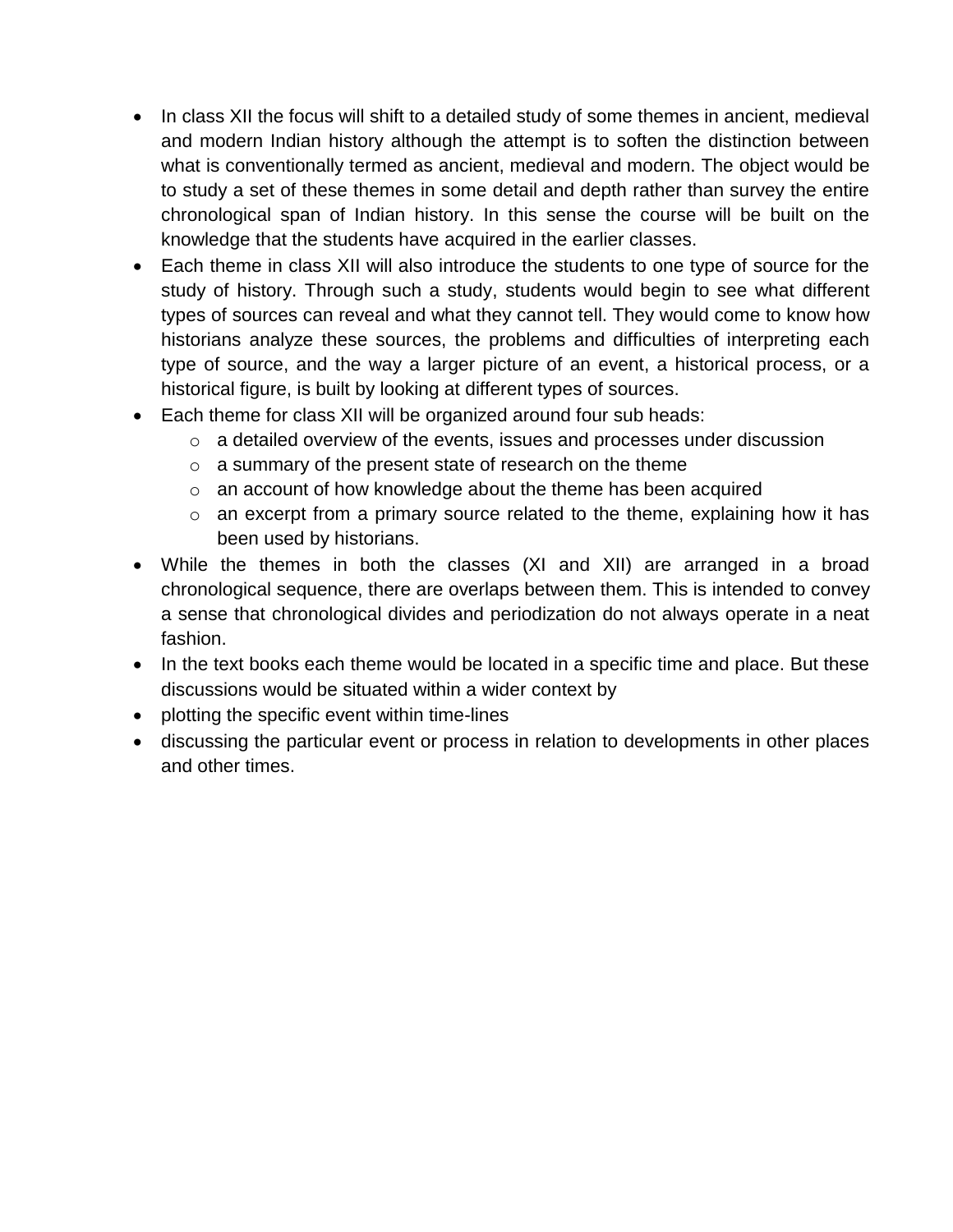- In class XII the focus will shift to a detailed study of some themes in ancient, medieval and modern Indian history although the attempt is to soften the distinction between what is conventionally termed as ancient, medieval and modern. The object would be to study a set of these themes in some detail and depth rather than survey the entire chronological span of Indian history. In this sense the course will be built on the knowledge that the students have acquired in the earlier classes.
- Each theme in class XII will also introduce the students to one type of source for the study of history. Through such a study, students would begin to see what different types of sources can reveal and what they cannot tell. They would come to know how historians analyze these sources, the problems and difficulties of interpreting each type of source, and the way a larger picture of an event, a historical process, or a historical figure, is built by looking at different types of sources.
- Each theme for class XII will be organized around four sub heads:
  - a detailed overview of the events, issues and processes under discussion
  - a summary of the present state of research on the theme
  - an account of how knowledge about the theme has been acquired
  - an excerpt from a primary source related to the theme, explaining how it has been used by historians.
- While the themes in both the classes (XI and XII) are arranged in a broad chronological sequence, there are overlaps between them. This is intended to convey a sense that chronological divides and periodization do not always operate in a neat fashion.
- In the text books each theme would be located in a specific time and place. But these discussions would be situated within a wider context by
- plotting the specific event within time-lines
- discussing the particular event or process in relation to developments in other places and other times.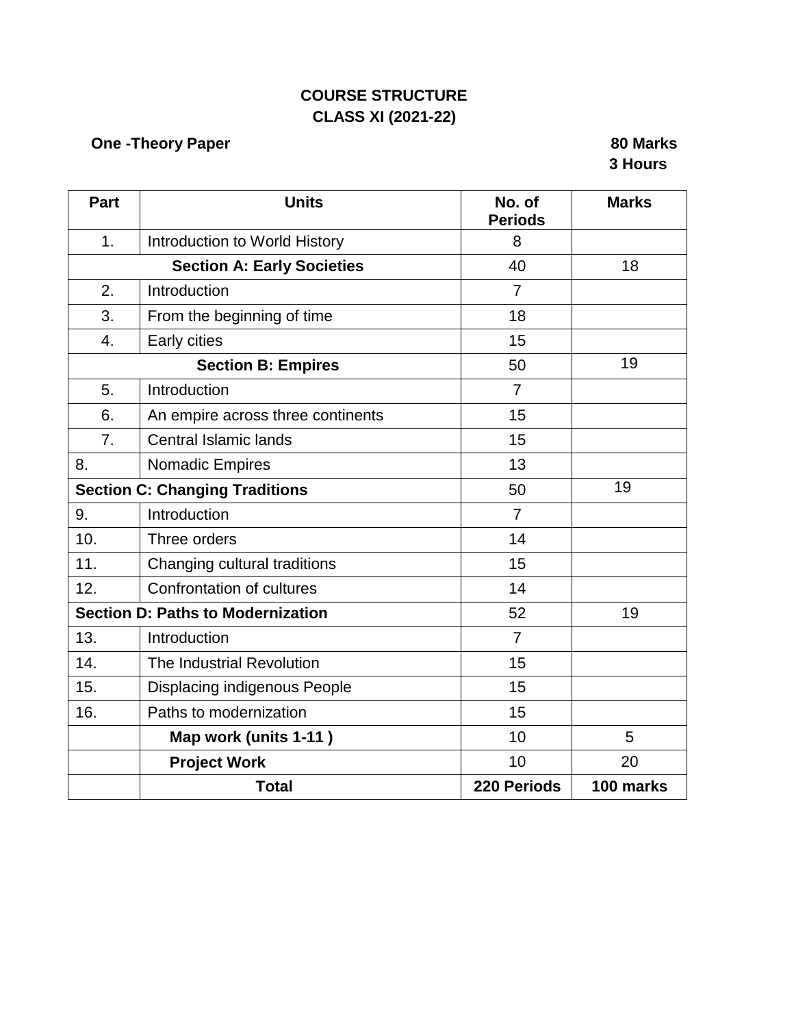# COURSE STRUCTURE
## CLASS XI (2021-22)

**One -Theory Paper** **80 Marks**
**3 Hours**

| Part | Units | No. of Periods | Marks |
|---|---|---|---|
| 1. | Introduction to World History | 8 | |
| **Section A: Early Societies** | | 40 | 18 |
| 2. | Introduction | 7 | |
| 3. | From the beginning of time | 18 | |
| 4. | Early cities | 15 | |
| **Section B: Empires** | | 50 | 19 |
| 5. | Introduction | 7 | |
| 6. | An empire across three continents | 15 | |
| 7. | Central Islamic lands | 15 | |
| 8. | Nomadic Empires | 13 | |
| **Section C: Changing Traditions** | | 50 | 19 |
| 9. | Introduction | 7 | |
| 10. | Three orders | 14 | |
| 11. | Changing cultural traditions | 15 | |
| 12. | Confrontation of cultures | 14 | |
| **Section D: Paths to Modernization** | | 52 | 19 |
| 13. | Introduction | 7 | |
| 14. | The Industrial Revolution | 15 | |
| 15. | Displacing indigenous People | 15 | |
| 16. | Paths to modernization | 15 | |
| | **Map work (units 1-11 )** | 10 | 5 |
| | **Project Work** | 10 | 20 |
| | **Total** | **220 Periods** | **100 marks** |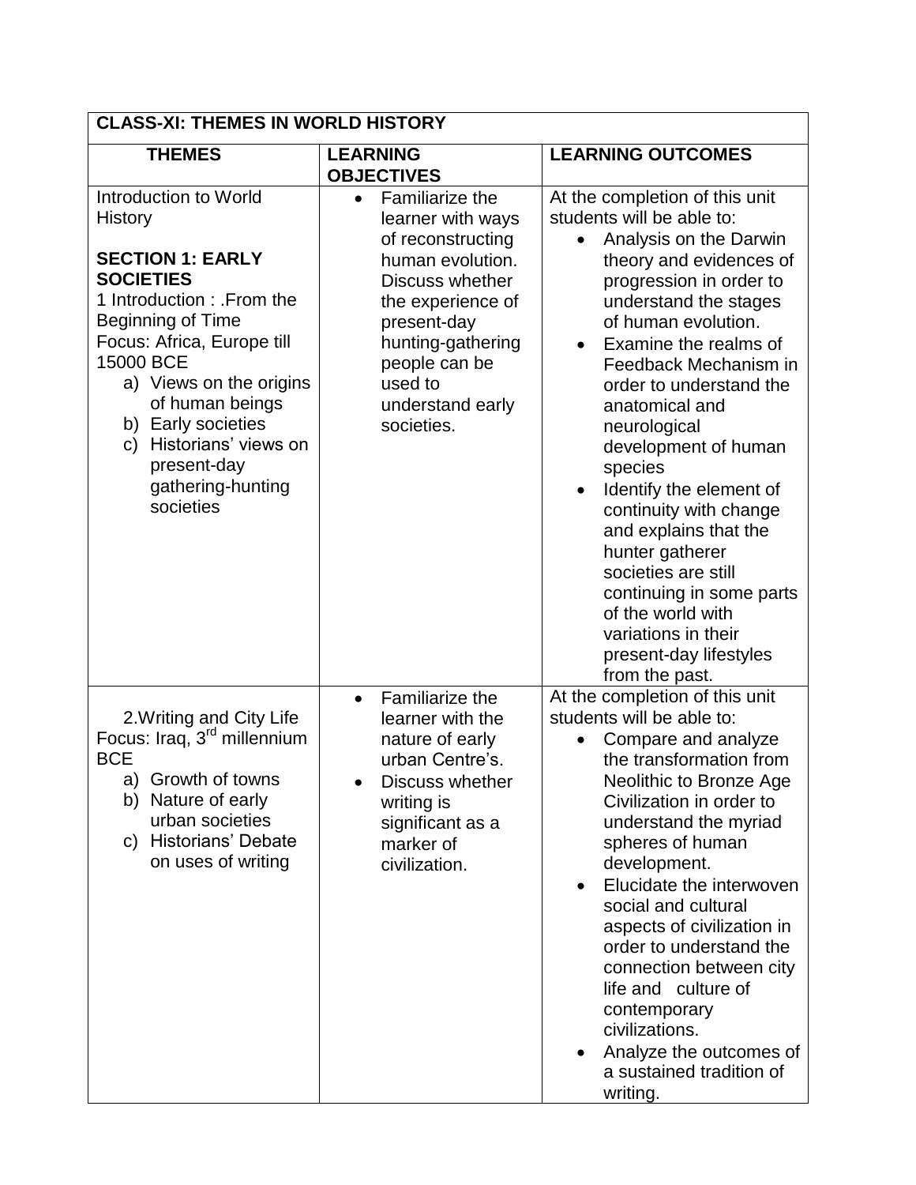| CLASS-XI: THEMES IN WORLD HISTORY | | |
|---|---|---|
| **THEMES** | **LEARNING OBJECTIVES** | **LEARNING OUTCOMES** |
| Introduction to World History<br><br>**SECTION 1: EARLY SOCIETIES**<br>1 Introduction : .From the Beginning of Time<br>Focus: Africa, Europe till 15000 BCE<br>a) Views on the origins of human beings<br>b) Early societies<br>c) Historians' views on present-day gathering-hunting societies | • Familiarize the learner with ways of reconstructing human evolution. Discuss whether the experience of present-day hunting-gathering people can be used to understand early societies. | At the completion of this unit students will be able to:<br>• Analysis on the Darwin theory and evidences of progression in order to understand the stages of human evolution.<br>• Examine the realms of Feedback Mechanism in order to understand the anatomical and neurological development of human species<br>• Identify the element of continuity with change and explains that the hunter gatherer societies are still continuing in some parts of the world with variations in their present-day lifestyles from the past. |
| 2.Writing and City Life<br>Focus: Iraq, 3rd millennium BCE<br>a) Growth of towns<br>b) Nature of early urban societies<br>c) Historians' Debate on uses of writing | • Familiarize the learner with the nature of early urban Centre's.<br>• Discuss whether writing is significant as a marker of civilization. | At the completion of this unit students will be able to:<br>• Compare and analyze the transformation from Neolithic to Bronze Age Civilization in order to understand the myriad spheres of human development.<br>• Elucidate the interwoven social and cultural aspects of civilization in order to understand the connection between city life and culture of contemporary civilizations.<br>• Analyze the outcomes of a sustained tradition of writing. |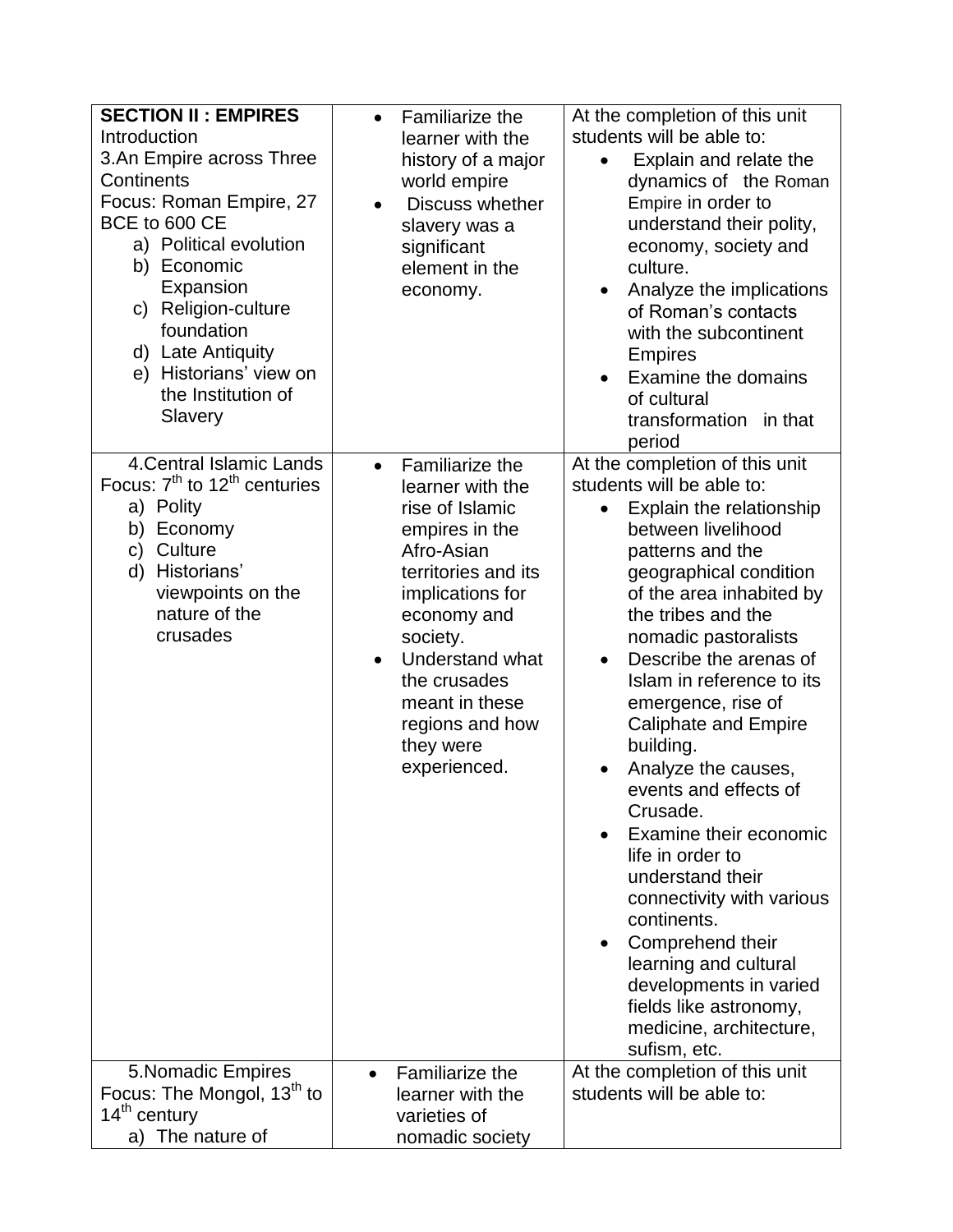| **SECTION II : EMPIRES**<br>Introduction<br>3.An Empire across Three Continents<br>Focus: Roman Empire, 27 BCE to 600 CE<br>a) Political evolution<br>b) Economic Expansion<br>c) Religion-culture foundation<br>d) Late Antiquity<br>e) Historians' view on the Institution of Slavery | • Familiarize the learner with the history of a major world empire<br>• Discuss whether slavery was a significant element in the economy. | At the completion of this unit students will be able to:<br>• Explain and relate the dynamics of the Roman Empire in order to understand their polity, economy, society and culture.<br>• Analyze the implications of Roman's contacts with the subcontinent Empires<br>• Examine the domains of cultural transformation in that period |
|---|---|---|
| 4.Central Islamic Lands<br>Focus: 7th to 12th centuries<br>a) Polity<br>b) Economy<br>c) Culture<br>d) Historians' viewpoints on the nature of the crusades | • Familiarize the learner with the rise of Islamic empires in the Afro-Asian territories and its implications for economy and society.<br>• Understand what the crusades meant in these regions and how they were experienced. | At the completion of this unit students will be able to:<br>• Explain the relationship between livelihood patterns and the geographical condition of the area inhabited by the tribes and the nomadic pastoralists<br>• Describe the arenas of Islam in reference to its emergence, rise of Caliphate and Empire building.<br>• Analyze the causes, events and effects of Crusade.<br>• Examine their economic life in order to understand their connectivity with various continents.<br>• Comprehend their learning and cultural developments in varied fields like astronomy, medicine, architecture, sufism, etc. |
| 5.Nomadic Empires<br>Focus: The Mongol, 13th to 14th century<br>a) The nature of | • Familiarize the learner with the varieties of nomadic society | At the completion of this unit students will be able to: |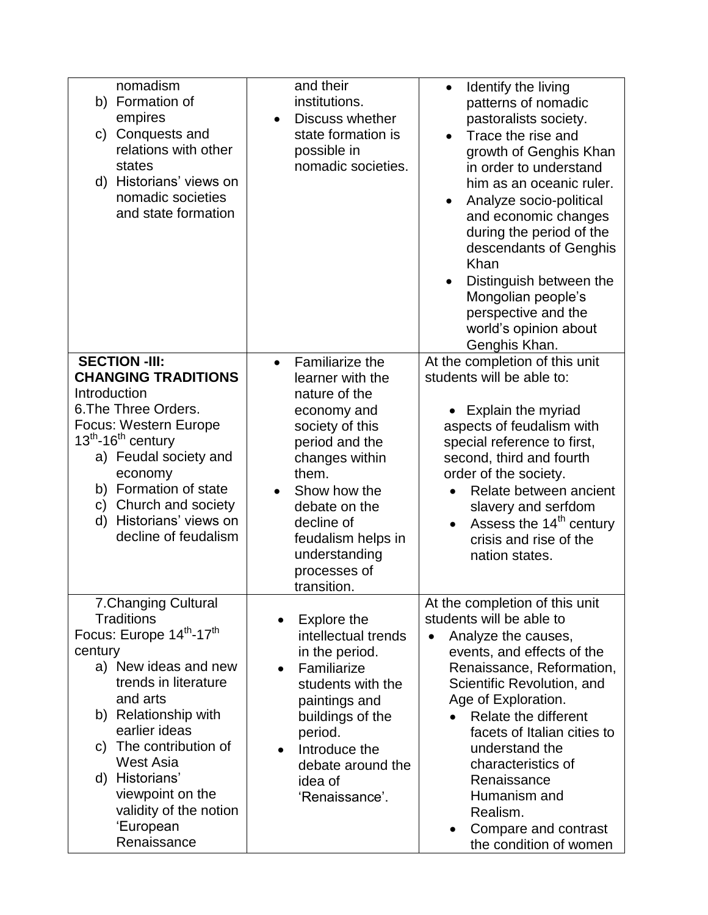| | | |
|---|---|---|
| nomadism<br>b) Formation of empires<br>c) Conquests and relations with other states<br>d) Historians' views on nomadic societies and state formation | and their institutions.<br>• Discuss whether state formation is possible in nomadic societies. | • Identify the living patterns of nomadic pastoralists society.<br>• Trace the rise and growth of Genghis Khan in order to understand him as an oceanic ruler.<br>• Analyze socio-political and economic changes during the period of the descendants of Genghis Khan<br>• Distinguish between the Mongolian people's perspective and the world's opinion about Genghis Khan. |
| **SECTION -III: CHANGING TRADITIONS**<br>Introduction<br>6.The Three Orders.<br>Focus: Western Europe 13$^{th}$-16$^{th}$ century<br>a) Feudal society and economy<br>b) Formation of state<br>c) Church and society<br>d) Historians' views on decline of feudalism | • Familiarize the learner with the nature of the economy and society of this period and the changes within them.<br>• Show how the debate on the decline of feudalism helps in understanding processes of transition. | At the completion of this unit students will be able to:<br>• Explain the myriad aspects of feudalism with special reference to first, second, third and fourth order of the society.<br>• Relate between ancient slavery and serfdom<br>• Assess the 14$^{th}$ century crisis and rise of the nation states. |
| 7.Changing Cultural Traditions<br>Focus: Europe 14$^{th}$-17$^{th}$ century<br>a) New ideas and new trends in literature and arts<br>b) Relationship with earlier ideas<br>c) The contribution of West Asia<br>d) Historians' viewpoint on the validity of the notion 'European Renaissance | • Explore the intellectual trends in the period.<br>• Familiarize students with the paintings and buildings of the period.<br>• Introduce the debate around the idea of 'Renaissance'. | At the completion of this unit students will be able to<br>• Analyze the causes, events, and effects of the Renaissance, Reformation, Scientific Revolution, and Age of Exploration.<br>• Relate the different facets of Italian cities to understand the characteristics of Renaissance Humanism and Realism.<br>• Compare and contrast the condition of women |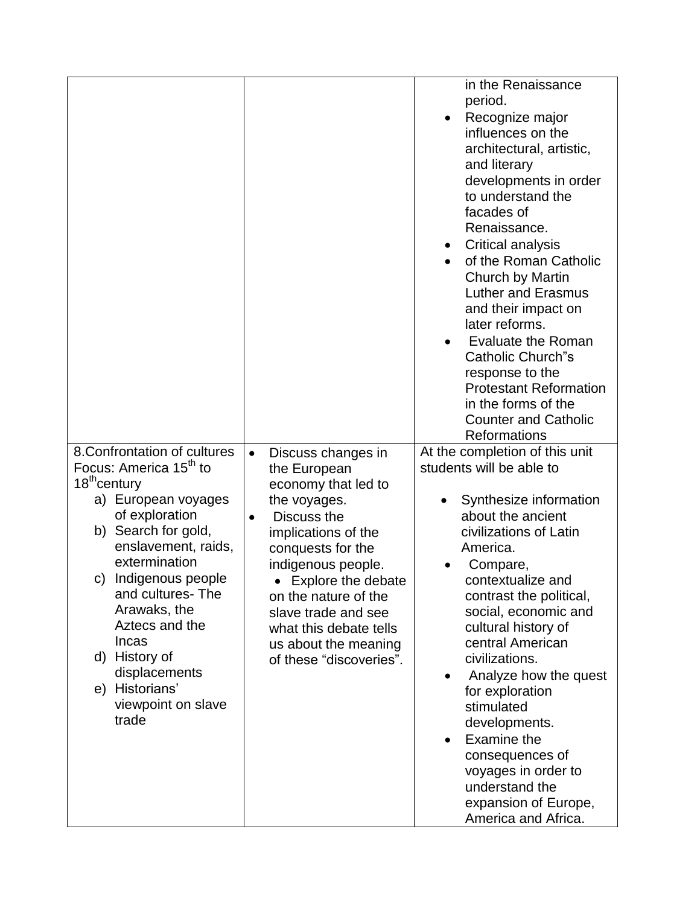| | | |
|---|---|---|
| | | in the Renaissance period.<br>• Recognize major influences on the architectural, artistic, and literary developments in order to understand the facades of Renaissance.<br>• Critical analysis<br>• of the Roman Catholic Church by Martin Luther and Erasmus and their impact on later reforms.<br>• Evaluate the Roman Catholic Church"s response to the Protestant Reformation in the forms of the Counter and Catholic Reformations |
| 8.Confrontation of cultures Focus: America 15th to 18th century<br>a) European voyages of exploration<br>b) Search for gold, enslavement, raids, extermination<br>c) Indigenous people and cultures- The Arawaks, the Aztecs and the Incas<br>d) History of displacements<br>e) Historians' viewpoint on slave trade | • Discuss changes in the European economy that led to the voyages.<br>• Discuss the implications of the conquests for the indigenous people.<br>• Explore the debate on the nature of the slave trade and see what this debate tells us about the meaning of these "discoveries". | At the completion of this unit students will be able to<br>• Synthesize information about the ancient civilizations of Latin America.<br>• Compare, contextualize and contrast the political, social, economic and cultural history of central American civilizations.<br>• Analyze how the quest for exploration stimulated developments.<br>• Examine the consequences of voyages in order to understand the expansion of Europe, America and Africa. |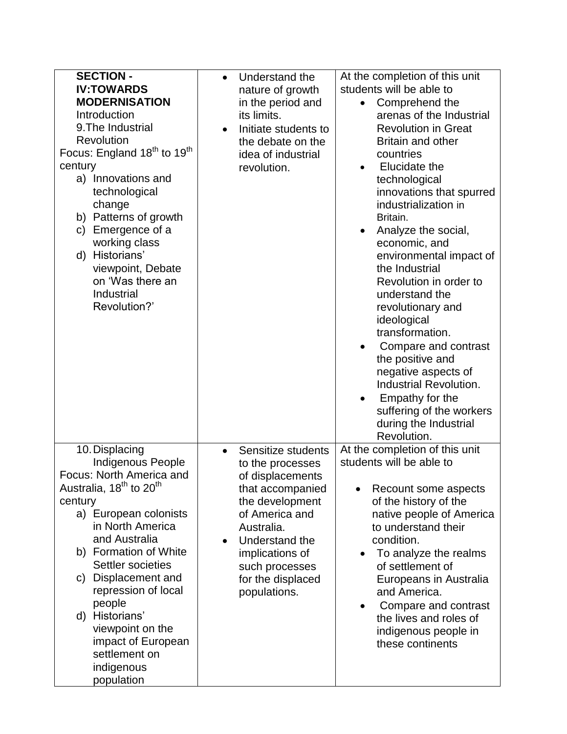| | | |
|---|---|---|
| **SECTION - IV:TOWARDS MODERNISATION**<br>Introduction<br>9.The Industrial Revolution<br>Focus: England $18^{th}$ to $19^{th}$ century<br>a) Innovations and technological change<br>b) Patterns of growth<br>c) Emergence of a working class<br>d) Historians' viewpoint, Debate on 'Was there an Industrial Revolution?' | • Understand the nature of growth in the period and its limits.<br>• Initiate students to the debate on the idea of industrial revolution. | At the completion of this unit students will be able to<br>• Comprehend the arenas of the Industrial Revolution in Great Britain and other countries<br>• Elucidate the technological innovations that spurred industrialization in Britain.<br>• Analyze the social, economic, and environmental impact of the Industrial Revolution in order to understand the revolutionary and ideological transformation.<br>• Compare and contrast the positive and negative aspects of Industrial Revolution.<br>• Empathy for the suffering of the workers during the Industrial Revolution. |
| 10.Displacing Indigenous People<br>Focus: North America and Australia, $18^{th}$ to $20^{th}$ century<br>a) European colonists in North America and Australia<br>b) Formation of White Settler societies<br>c) Displacement and repression of local people<br>d) Historians' viewpoint on the impact of European settlement on indigenous population | • Sensitize students to the processes of displacements that accompanied the development of America and Australia.<br>• Understand the implications of such processes for the displaced populations. | At the completion of this unit students will be able to<br>• Recount some aspects of the history of the native people of America to understand their condition.<br>• To analyze the realms of settlement of Europeans in Australia and America.<br>• Compare and contrast the lives and roles of indigenous people in these continents |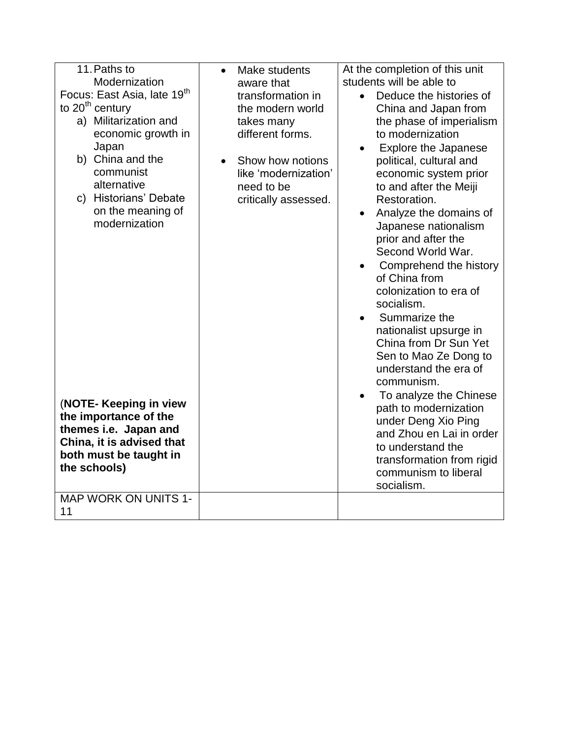| | | |
|---|---|---|
| 11. Paths to Modernization<br>Focus: East Asia, late 19th to 20th century<br>a) Militarization and economic growth in Japan<br>b) China and the communist alternative<br>c) Historians' Debate on the meaning of modernization<br><br>(**NOTE- Keeping in view the importance of the themes i.e. Japan and China, it is advised that both must be taught in the schools)** | • Make students aware that transformation in the modern world takes many different forms.<br>• Show how notions like 'modernization' need to be critically assessed. | At the completion of this unit students will be able to<br>• Deduce the histories of China and Japan from the phase of imperialism to modernization<br>• Explore the Japanese political, cultural and economic system prior to and after the Meiji Restoration.<br>• Analyze the domains of Japanese nationalism prior and after the Second World War.<br>• Comprehend the history of China from colonization to era of socialism.<br>• Summarize the nationalist upsurge in China from Dr Sun Yet Sen to Mao Ze Dong to understand the era of communism.<br>• To analyze the Chinese path to modernization under Deng Xio Ping and Zhou en Lai in order to understand the transformation from rigid communism to liberal socialism. |
| MAP WORK ON UNITS 1-11 | | |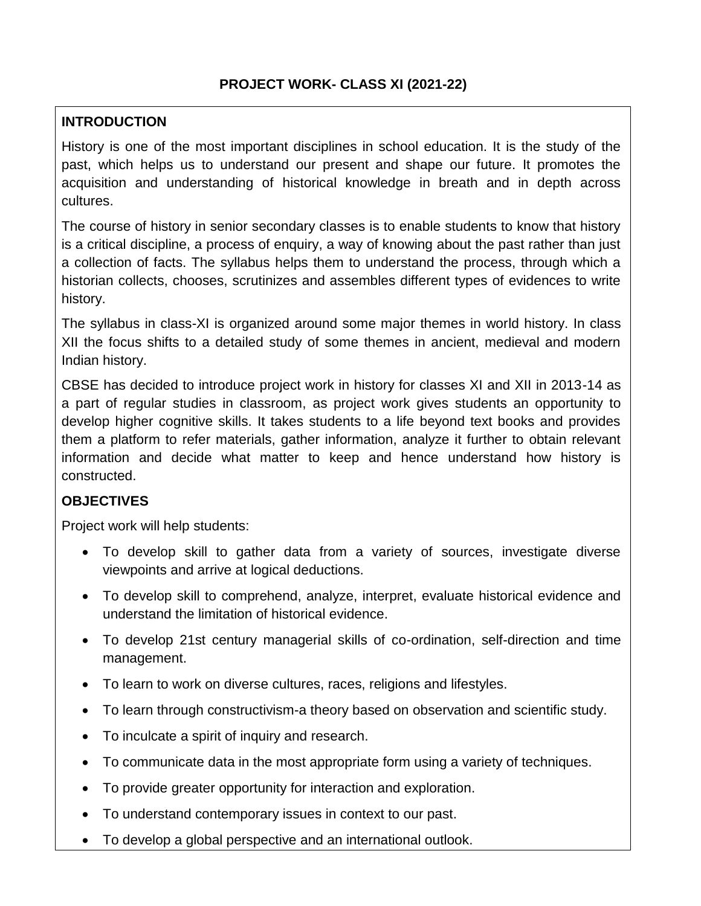# PROJECT WORK- CLASS XI (2021-22)

## INTRODUCTION

History is one of the most important disciplines in school education. It is the study of the past, which helps us to understand our present and shape our future. It promotes the acquisition and understanding of historical knowledge in breath and in depth across cultures.

The course of history in senior secondary classes is to enable students to know that history is a critical discipline, a process of enquiry, a way of knowing about the past rather than just a collection of facts. The syllabus helps them to understand the process, through which a historian collects, chooses, scrutinizes and assembles different types of evidences to write history.

The syllabus in class-XI is organized around some major themes in world history. In class XII the focus shifts to a detailed study of some themes in ancient, medieval and modern Indian history.

CBSE has decided to introduce project work in history for classes XI and XII in 2013-14 as a part of regular studies in classroom, as project work gives students an opportunity to develop higher cognitive skills. It takes students to a life beyond text books and provides them a platform to refer materials, gather information, analyze it further to obtain relevant information and decide what matter to keep and hence understand how history is constructed.

## OBJECTIVES

Project work will help students:

- To develop skill to gather data from a variety of sources, investigate diverse viewpoints and arrive at logical deductions.
- To develop skill to comprehend, analyze, interpret, evaluate historical evidence and understand the limitation of historical evidence.
- To develop 21st century managerial skills of co-ordination, self-direction and time management.
- To learn to work on diverse cultures, races, religions and lifestyles.
- To learn through constructivism-a theory based on observation and scientific study.
- To inculcate a spirit of inquiry and research.
- To communicate data in the most appropriate form using a variety of techniques.
- To provide greater opportunity for interaction and exploration.
- To understand contemporary issues in context to our past.
- To develop a global perspective and an international outlook.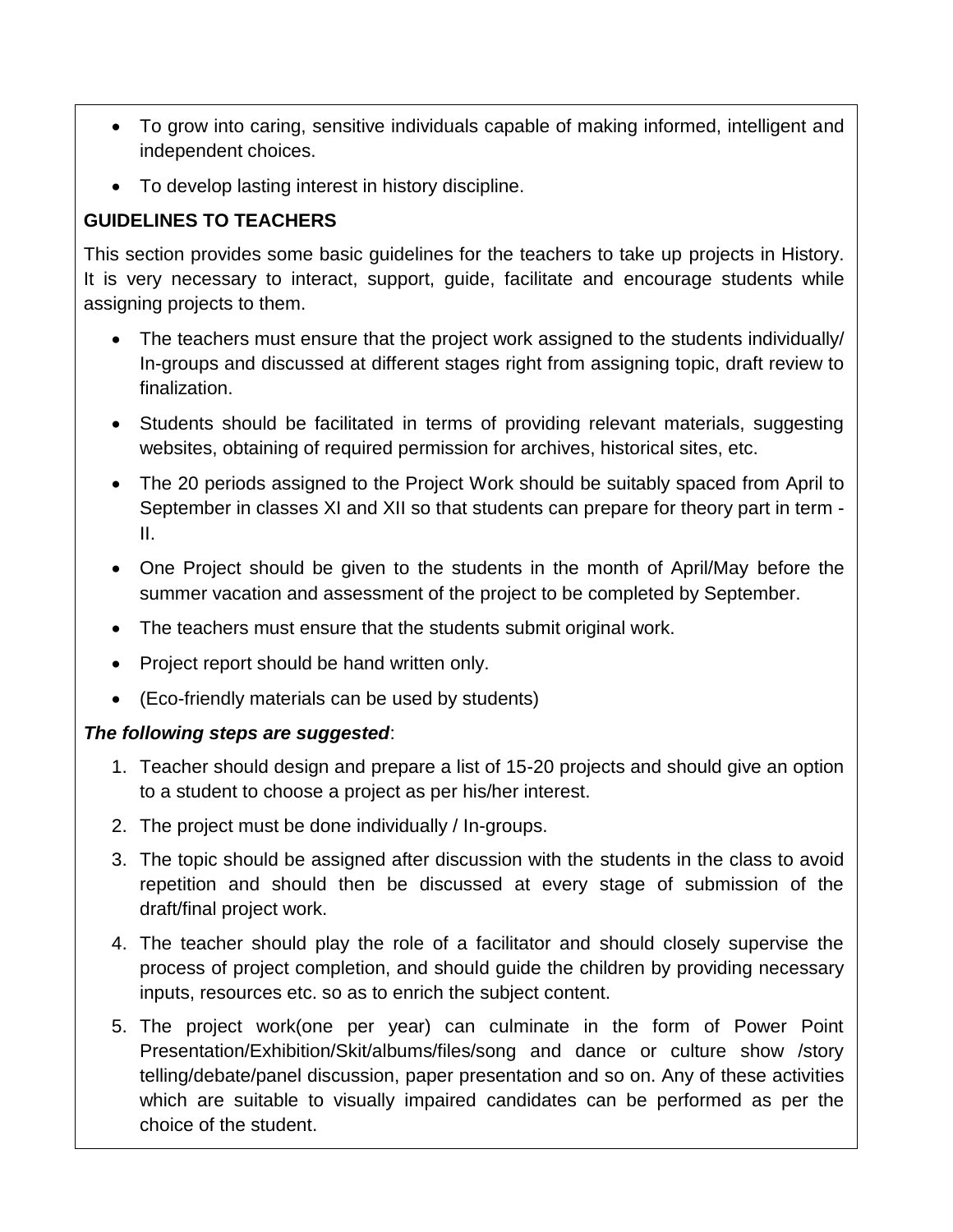- To grow into caring, sensitive individuals capable of making informed, intelligent and independent choices.
- To develop lasting interest in history discipline.

**GUIDELINES TO TEACHERS**

This section provides some basic guidelines for the teachers to take up projects in History. It is very necessary to interact, support, guide, facilitate and encourage students while assigning projects to them.

- The teachers must ensure that the project work assigned to the students individually/ In-groups and discussed at different stages right from assigning topic, draft review to finalization.
- Students should be facilitated in terms of providing relevant materials, suggesting websites, obtaining of required permission for archives, historical sites, etc.
- The 20 periods assigned to the Project Work should be suitably spaced from April to September in classes XI and XII so that students can prepare for theory part in term - II.
- One Project should be given to the students in the month of April/May before the summer vacation and assessment of the project to be completed by September.
- The teachers must ensure that the students submit original work.
- Project report should be hand written only.
- (Eco-friendly materials can be used by students)

***The following steps are suggested***:

1. Teacher should design and prepare a list of 15-20 projects and should give an option to a student to choose a project as per his/her interest.
2. The project must be done individually / In-groups.
3. The topic should be assigned after discussion with the students in the class to avoid repetition and should then be discussed at every stage of submission of the draft/final project work.
4. The teacher should play the role of a facilitator and should closely supervise the process of project completion, and should guide the children by providing necessary inputs, resources etc. so as to enrich the subject content.
5. The project work(one per year) can culminate in the form of Power Point Presentation/Exhibition/Skit/albums/files/song and dance or culture show /story telling/debate/panel discussion, paper presentation and so on. Any of these activities which are suitable to visually impaired candidates can be performed as per the choice of the student.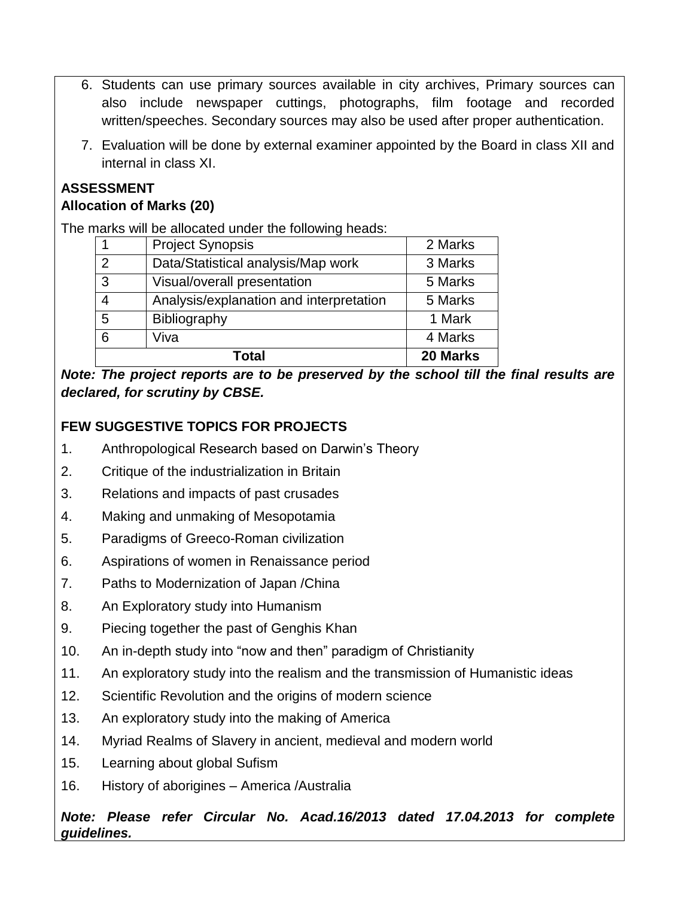6. Students can use primary sources available in city archives, Primary sources can also include newspaper cuttings, photographs, film footage and recorded written/speeches. Secondary sources may also be used after proper authentication.
7. Evaluation will be done by external examiner appointed by the Board in class XII and internal in class XI.

**ASSESSMENT**
**Allocation of Marks (20)**

The marks will be allocated under the following heads:

| | | |
|---|---|---|
| 1 | Project Synopsis | 2 Marks |
| 2 | Data/Statistical analysis/Map work | 3 Marks |
| 3 | Visual/overall presentation | 5 Marks |
| 4 | Analysis/explanation and interpretation | 5 Marks |
| 5 | Bibliography | 1 Mark |
| 6 | Viva | 4 Marks |
| **Total** | | **20 Marks** |

***Note: The project reports are to be preserved by the school till the final results are declared, for scrutiny by CBSE.***

**FEW SUGGESTIVE TOPICS FOR PROJECTS**

1. Anthropological Research based on Darwin's Theory
2. Critique of the industrialization in Britain
3. Relations and impacts of past crusades
4. Making and unmaking of Mesopotamia
5. Paradigms of Greeco-Roman civilization
6. Aspirations of women in Renaissance period
7. Paths to Modernization of Japan /China
8. An Exploratory study into Humanism
9. Piecing together the past of Genghis Khan
10. An in-depth study into "now and then" paradigm of Christianity
11. An exploratory study into the realism and the transmission of Humanistic ideas
12. Scientific Revolution and the origins of modern science
13. An exploratory study into the making of America
14. Myriad Realms of Slavery in ancient, medieval and modern world
15. Learning about global Sufism
16. History of aborigines – America /Australia

***Note: Please refer Circular No. Acad.16/2013 dated 17.04.2013 for complete guidelines.***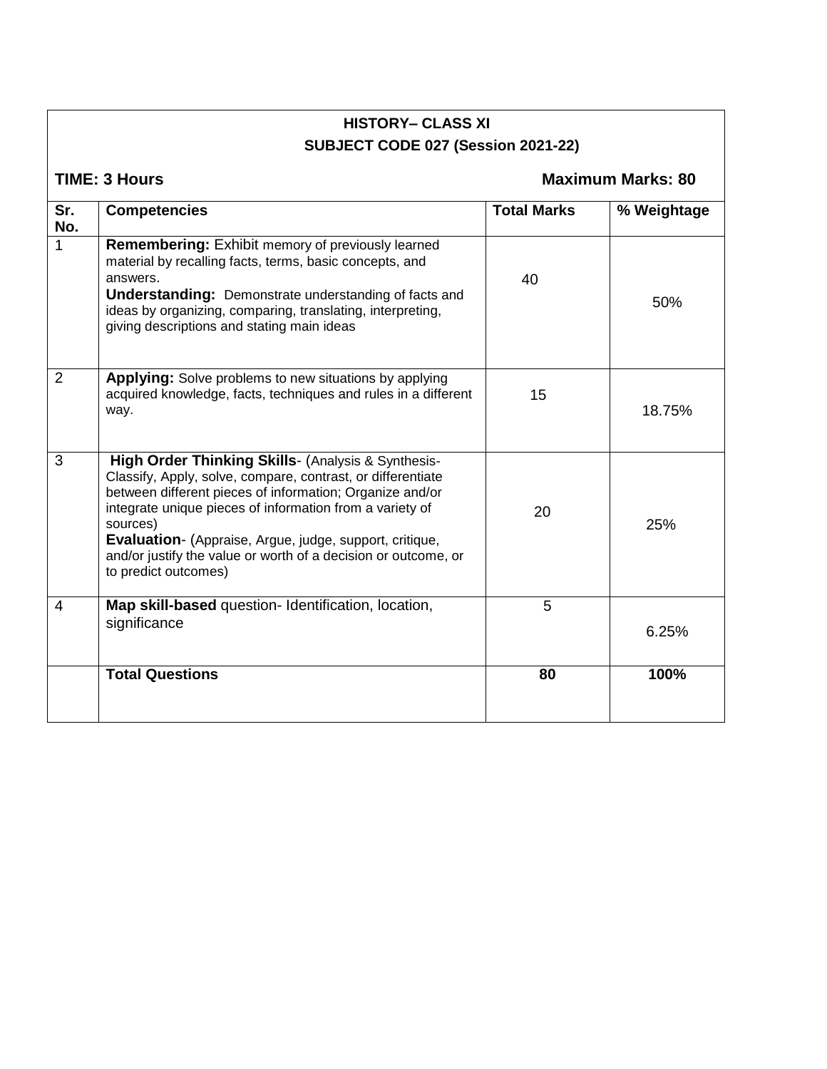**HISTORY– CLASS XI**

**SUBJECT CODE 027 (Session 2021-22)**

**TIME: 3 Hours** **Maximum Marks: 80**

| Sr. No. | Competencies | Total Marks | % Weightage |
|---|---|---|---|
| 1 | **Remembering:** Exhibit memory of previously learned material by recalling facts, terms, basic concepts, and answers.<br>**Understanding:** Demonstrate understanding of facts and ideas by organizing, comparing, translating, interpreting, giving descriptions and stating main ideas | 40 | 50% |
| 2 | **Applying:** Solve problems to new situations by applying acquired knowledge, facts, techniques and rules in a different way. | 15 | 18.75% |
| 3 | **High Order Thinking Skills**- (Analysis & Synthesis- Classify, Apply, solve, compare, contrast, or differentiate between different pieces of information; Organize and/or integrate unique pieces of information from a variety of sources)<br>**Evaluation**- (Appraise, Argue, judge, support, critique, and/or justify the value or worth of a decision or outcome, or to predict outcomes) | 20 | 25% |
| 4 | **Map skill-based** question- Identification, location, significance | 5 | 6.25% |
| | **Total Questions** | **80** | **100%** |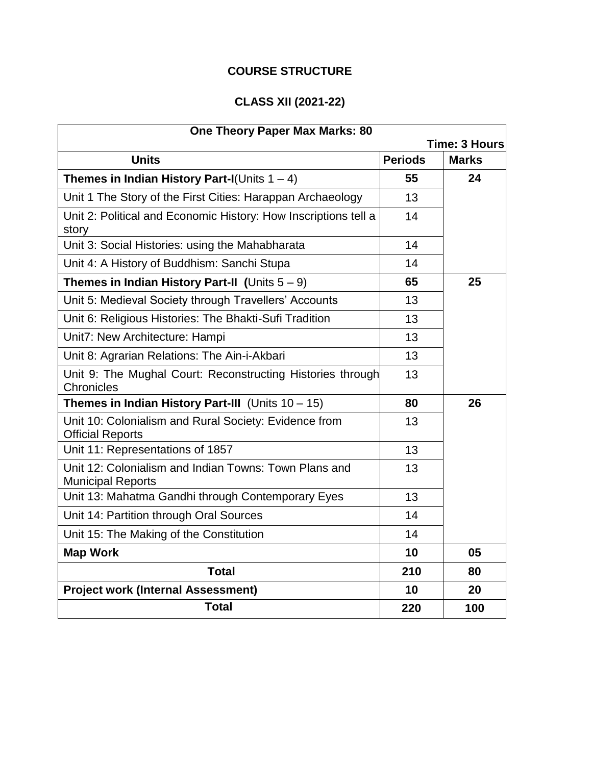## COURSE STRUCTURE

## CLASS XII (2021-22)

| One Theory Paper Max Marks: 80 | | Time: 3 Hours |
|---|---|---|
| **Units** | **Periods** | **Marks** |
| **Themes in Indian History Part-I**(Units 1 – 4) | **55** | **24** |
| Unit 1 The Story of the First Cities: Harappan Archaeology | 13 | |
| Unit 2: Political and Economic History: How Inscriptions tell a story | 14 | |
| Unit 3: Social Histories: using the Mahabharata | 14 | |
| Unit 4: A History of Buddhism: Sanchi Stupa | 14 | |
| **Themes in Indian History Part-II (**Units 5 – 9) | **65** | **25** |
| Unit 5: Medieval Society through Travellers' Accounts | 13 | |
| Unit 6: Religious Histories: The Bhakti-Sufi Tradition | 13 | |
| Unit7: New Architecture: Hampi | 13 | |
| Unit 8: Agrarian Relations: The Ain-i-Akbari | 13 | |
| Unit 9: The Mughal Court: Reconstructing Histories through Chronicles | 13 | |
| **Themes in Indian History Part-III** (Units 10 – 15) | **80** | **26** |
| Unit 10: Colonialism and Rural Society: Evidence from Official Reports | 13 | |
| Unit 11: Representations of 1857 | 13 | |
| Unit 12: Colonialism and Indian Towns: Town Plans and Municipal Reports | 13 | |
| Unit 13: Mahatma Gandhi through Contemporary Eyes | 13 | |
| Unit 14: Partition through Oral Sources | 14 | |
| Unit 15: The Making of the Constitution | 14 | |
| **Map Work** | **10** | **05** |
| **Total** | **210** | **80** |
| **Project work (Internal Assessment)** | **10** | **20** |
| **Total** | **220** | **100** |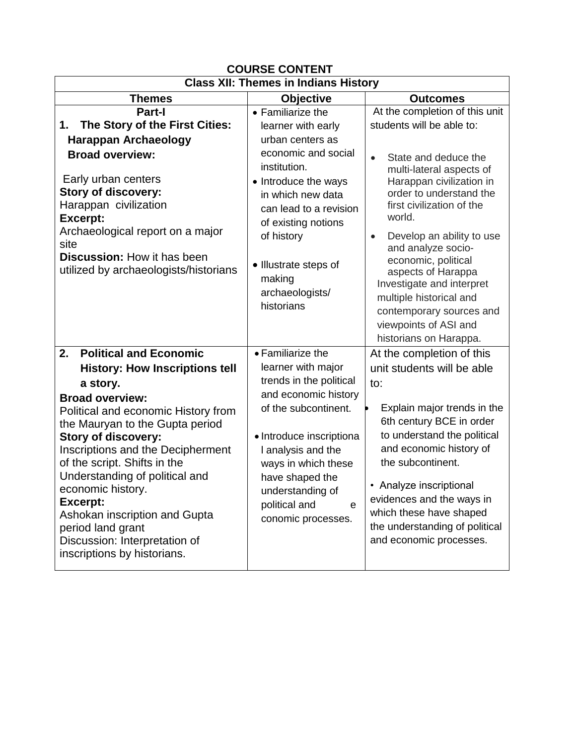## COURSE CONTENT

| Class XII: Themes in Indians History | | |
|---|---|---|
| **Themes** | **Objective** | **Outcomes** |
| **Part-I**<br>**1. The Story of the First Cities: Harappan Archaeology**<br>**Broad overview:**<br>Early urban centers<br>**Story of discovery:**<br>Harappan civilization<br>**Excerpt:**<br>Archaeological report on a major site<br>**Discussion:** How it has been utilized by archaeologists/historians | • Familiarize the learner with early urban centers as economic and social institution.<br>• Introduce the ways in which new data can lead to a revision of existing notions of history<br>• Illustrate steps of making archaeologists/ historians | At the completion of this unit students will be able to:<br>• State and deduce the multi-lateral aspects of Harappan civilization in order to understand the first civilization of the world.<br>• Develop an ability to use and analyze socio-economic, political aspects of Harappa Investigate and interpret multiple historical and contemporary sources and viewpoints of ASI and historians on Harappa. |
| **2. Political and Economic History: How Inscriptions tell a story.**<br>**Broad overview:**<br>Political and economic History from the Mauryan to the Gupta period<br>**Story of discovery:**<br>Inscriptions and the Decipherment of the script. Shifts in the Understanding of political and economic history.<br>**Excerpt:**<br>Ashokan inscription and Gupta period land grant<br>Discussion: Interpretation of inscriptions by historians. | • Familiarize the learner with major trends in the political and economic history of the subcontinent.<br>• Introduce inscriptional analysis and the ways in which these have shaped the understanding of political and economic processes. | At the completion of this unit students will be able to:<br>• Explain major trends in the 6th century BCE in order to understand the political and economic history of the subcontinent.<br>• Analyze inscriptional evidences and the ways in which these have shaped the understanding of political and economic processes. |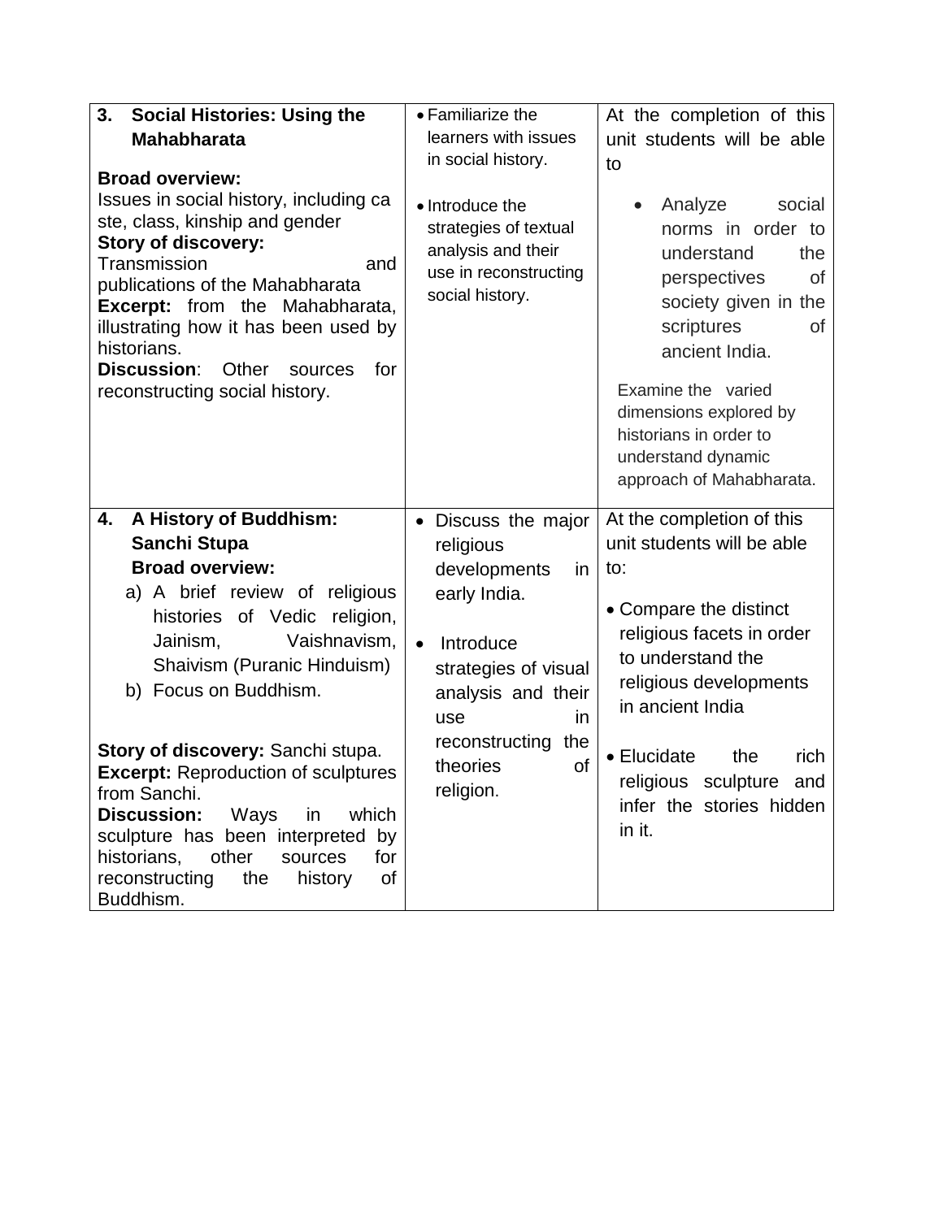| | | |
|---|---|---|
| **3. Social Histories: Using the Mahabharata**<br><br>**Broad overview:**<br>Issues in social history, including caste, class, kinship and gender<br>**Story of discovery:**<br>Transmission and publications of the Mahabharata<br>**Excerpt:** from the Mahabharata, illustrating how it has been used by historians.<br>**Discussion**: Other sources for reconstructing social history. | • Familiarize the learners with issues in social history.<br><br>• Introduce the strategies of textual analysis and their use in reconstructing social history. | At the completion of this unit students will be able to<br><br>• Analyze social norms in order to understand the perspectives of society given in the scriptures of ancient India.<br><br>Examine the varied dimensions explored by historians in order to understand dynamic approach of Mahabharata. |
| **4. A History of Buddhism: Sanchi Stupa**<br>**Broad overview:**<br>a) A brief review of religious histories of Vedic religion, Jainism, Vaishnavism, Shaivism (Puranic Hinduism)<br>b) Focus on Buddhism.<br><br>**Story of discovery:** Sanchi stupa.<br>**Excerpt:** Reproduction of sculptures from Sanchi.<br>**Discussion:** Ways in which sculpture has been interpreted by historians, other sources for reconstructing the history of Buddhism. | • Discuss the major religious developments in early India.<br><br>• Introduce strategies of visual analysis and their use in reconstructing the theories of religion. | At the completion of this unit students will be able to:<br><br>• Compare the distinct religious facets in order to understand the religious developments in ancient India<br><br>• Elucidate the rich religious sculpture and infer the stories hidden in it. |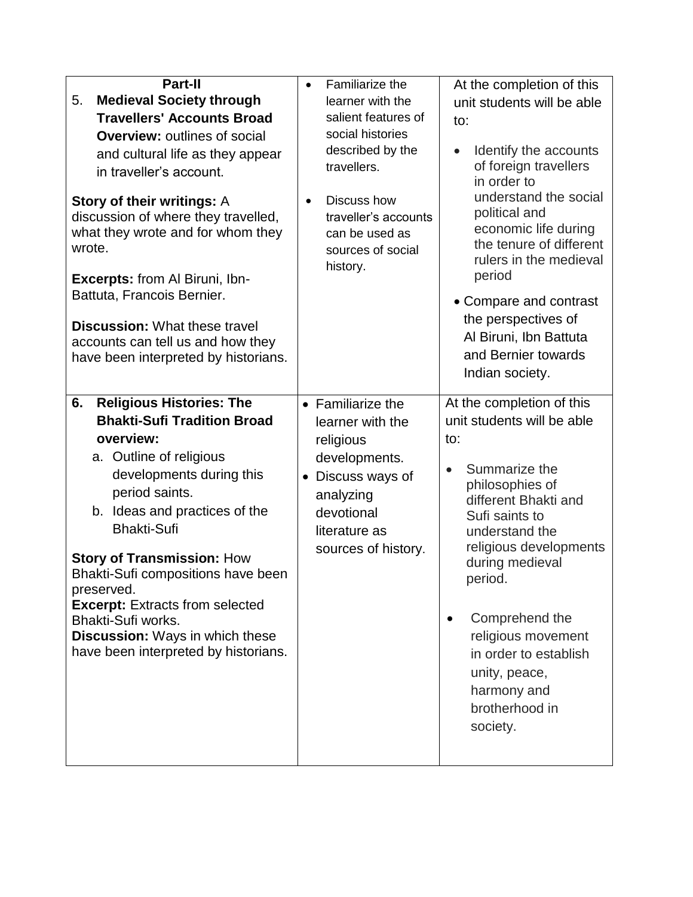| | | |
|---|---|---|
| **Part-II**<br>5. **Medieval Society through Travellers' Accounts Broad Overview:** outlines of social and cultural life as they appear in traveller's account.<br><br>**Story of their writings:** A discussion of where they travelled, what they wrote and for whom they wrote.<br><br>**Excerpts:** from Al Biruni, Ibn-Battuta, Francois Bernier.<br><br>**Discussion:** What these travel accounts can tell us and how they have been interpreted by historians. | • Familiarize the learner with the salient features of social histories described by the travellers.<br><br>• Discuss how traveller's accounts can be used as sources of social history. | At the completion of this unit students will be able to:<br><br>• Identify the accounts of foreign travellers in order to understand the social political and economic life during the tenure of different rulers in the medieval period<br><br>• Compare and contrast the perspectives of Al Biruni, Ibn Battuta and Bernier towards Indian society. |
| **6. Religious Histories: The Bhakti-Sufi Tradition Broad overview:**<br>a. Outline of religious developments during this period saints.<br>b. Ideas and practices of the Bhakti-Sufi<br><br>**Story of Transmission:** How Bhakti-Sufi compositions have been preserved.<br>**Excerpt:** Extracts from selected Bhakti-Sufi works.<br>**Discussion:** Ways in which these have been interpreted by historians. | • Familiarize the learner with the religious developments.<br>• Discuss ways of analyzing devotional literature as sources of history. | At the completion of this unit students will be able to:<br><br>• Summarize the philosophies of different Bhakti and Sufi saints to understand the religious developments during medieval period.<br><br>• Comprehend the religious movement in order to establish unity, peace, harmony and brotherhood in society. |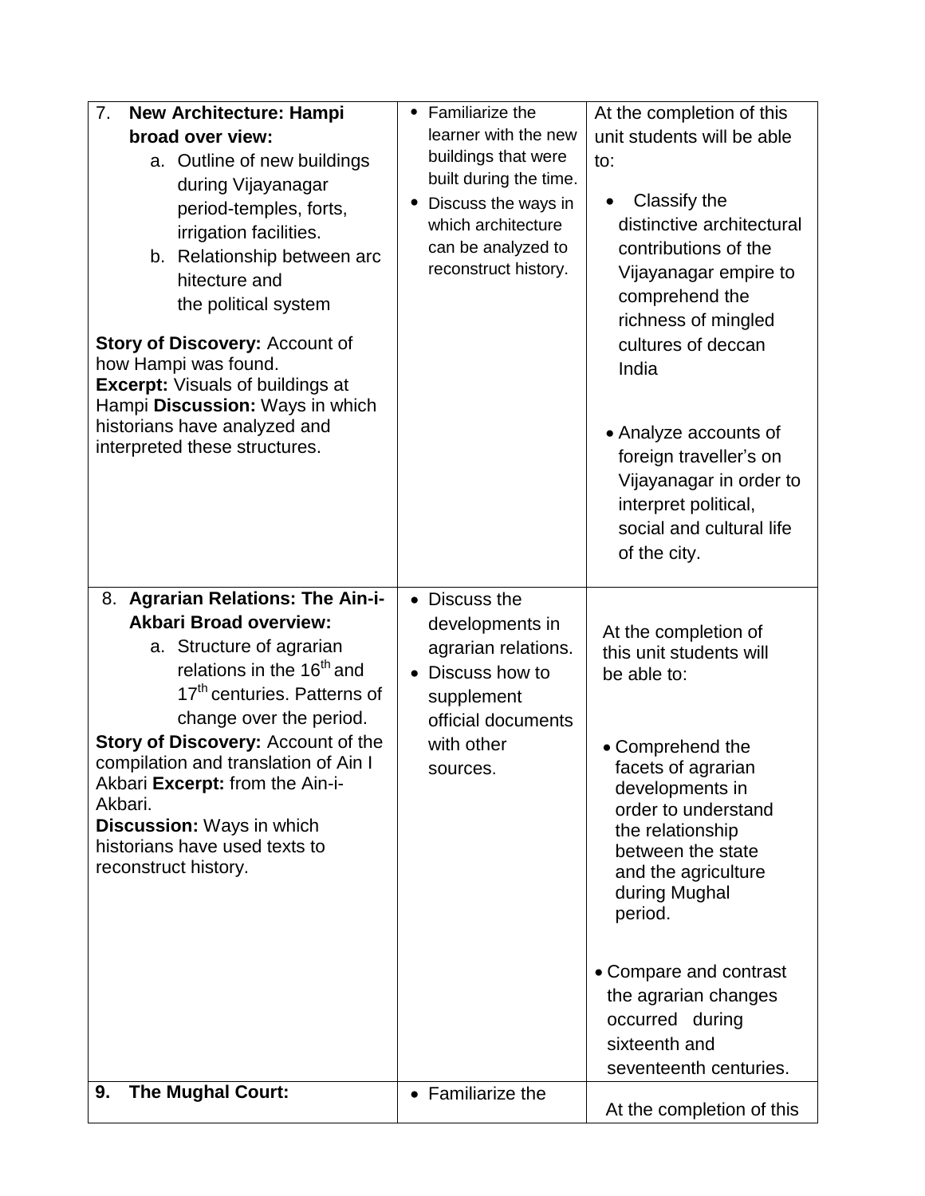| | | |
|---|---|---|
| 7. **New Architecture: Hampi broad over view:**<br>a. Outline of new buildings during Vijayanagar period-temples, forts, irrigation facilities.<br>b. Relationship between arc hitecture and the political system<br><br>**Story of Discovery:** Account of how Hampi was found.<br>**Excerpt:** Visuals of buildings at Hampi **Discussion:** Ways in which historians have analyzed and interpreted these structures. | • Familiarize the learner with the new buildings that were built during the time.<br>• Discuss the ways in which architecture can be analyzed to reconstruct history. | At the completion of this unit students will be able to:<br><br>• Classify the distinctive architectural contributions of the Vijayanagar empire to comprehend the richness of mingled cultures of deccan India<br><br>• Analyze accounts of foreign traveller's on Vijayanagar in order to interpret political, social and cultural life of the city. |
| 8. **Agrarian Relations: The Ain-i-Akbari Broad overview:**<br>a. Structure of agrarian relations in the 16th and 17th centuries. Patterns of change over the period.<br>**Story of Discovery:** Account of the compilation and translation of Ain I Akbari **Excerpt:** from the Ain-i-Akbari.<br>**Discussion:** Ways in which historians have used texts to reconstruct history. | • Discuss the developments in agrarian relations.<br>• Discuss how to supplement official documents with other sources. | At the completion of this unit students will be able to:<br><br>• Comprehend the facets of agrarian developments in order to understand the relationship between the state and the agriculture during Mughal period.<br><br>• Compare and contrast the agrarian changes occurred during sixteenth and seventeenth centuries. |
| **9. The Mughal Court:** | • Familiarize the | At the completion of this |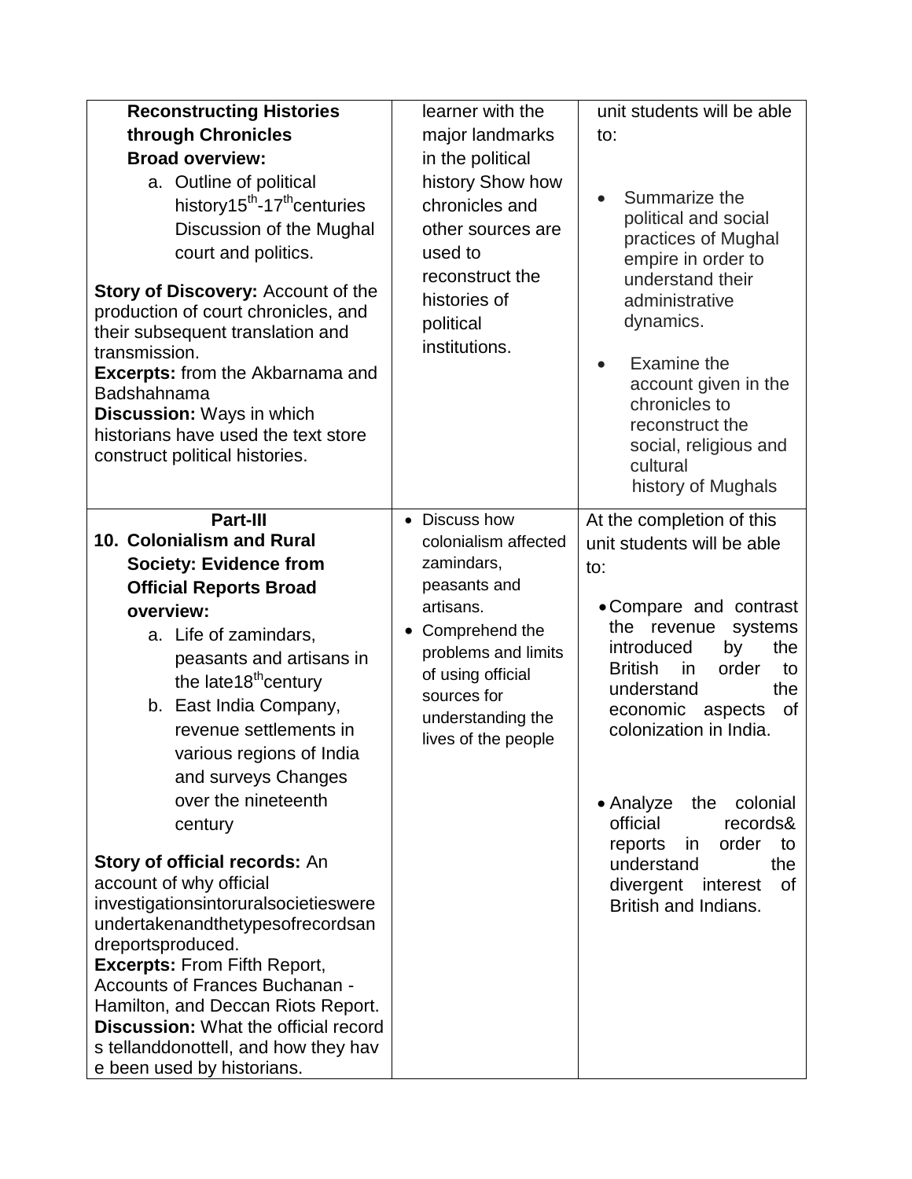| | | |
|---|---|---|
| **Reconstructing Histories through Chronicles**<br>**Broad overview:**<br>a. Outline of political history15th-17thcenturies Discussion of the Mughal court and politics.<br><br>**Story of Discovery:** Account of the production of court chronicles, and their subsequent translation and transmission.<br>**Excerpts:** from the Akbarnama and Badshahnama<br>**Discussion:** Ways in which historians have used the text store construct political histories. | learner with the major landmarks in the political history Show how chronicles and other sources are used to reconstruct the histories of political institutions. | unit students will be able to:<br><br>• Summarize the political and social practices of Mughal empire in order to understand their administrative dynamics.<br><br>• Examine the account given in the chronicles to reconstruct the social, religious and cultural history of Mughals |
| **Part-III**<br>**10. Colonialism and Rural Society: Evidence from Official Reports Broad overview:**<br>a. Life of zamindars, peasants and artisans in the late18thcentury<br>b. East India Company, revenue settlements in various regions of India and surveys Changes over the nineteenth century<br><br>**Story of official records:** An account of why official investigationsintoruralsocietieswere undertakenandthetypesofrecordsandreportsproduced.<br>**Excerpts:** From Fifth Report, Accounts of Frances Buchanan - Hamilton, and Deccan Riots Report.<br>**Discussion:** What the official record s tellanddonottell, and how they hav e been used by historians. | • Discuss how colonialism affected zamindars, peasants and artisans.<br>• Comprehend the problems and limits of using official sources for understanding the lives of the people | At the completion of this unit students will be able to:<br><br>• Compare and contrast the revenue systems introduced by the British in order to understand the economic aspects of colonization in India.<br><br>• Analyze the colonial official records& reports in order to understand the divergent interest of British and Indians. |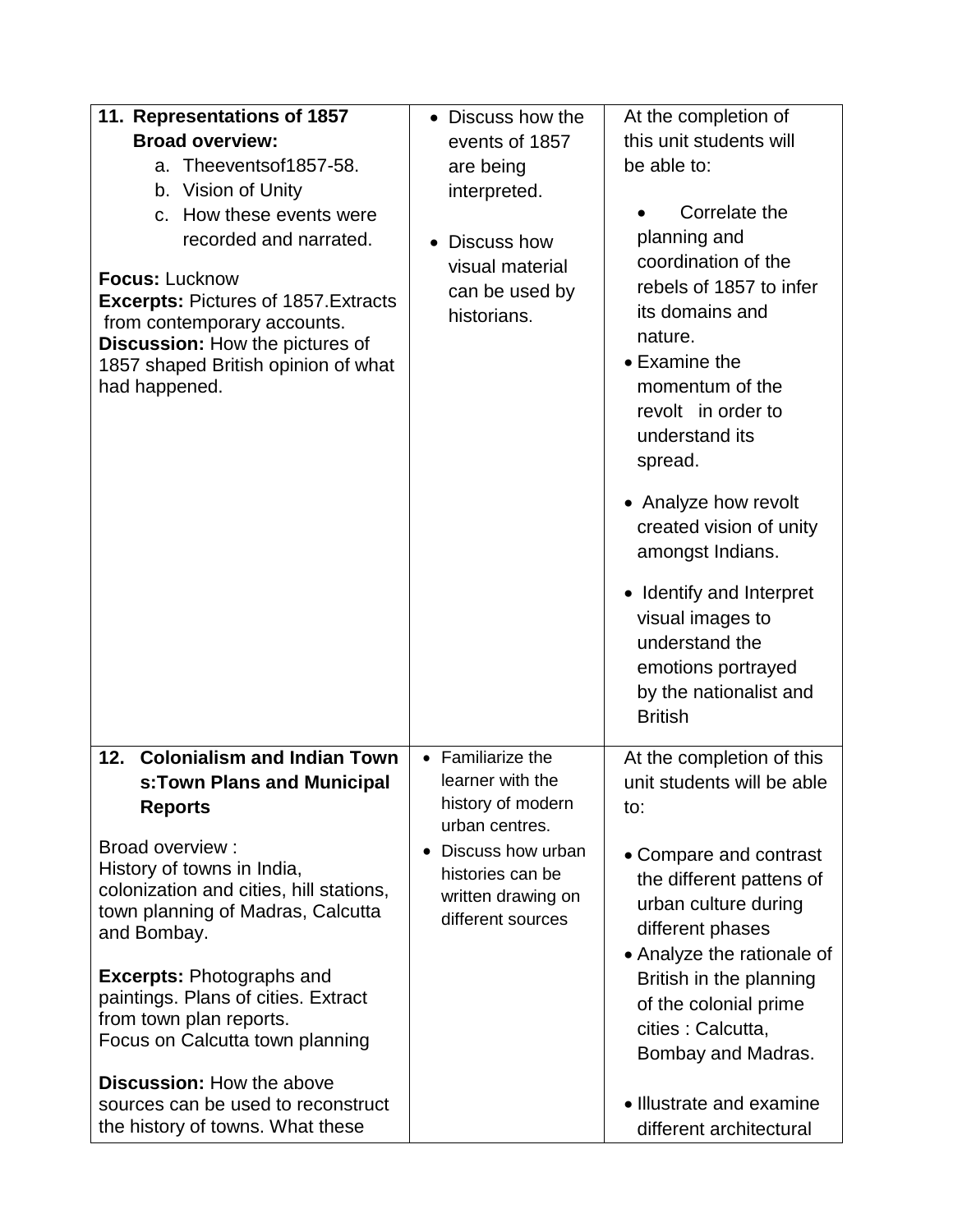| | | |
|---|---|---|
| **11. Representations of 1857**<br>**Broad overview:**<br>a. Theeventsof1857-58.<br>b. Vision of Unity<br>c. How these events were recorded and narrated.<br><br>**Focus:** Lucknow<br>**Excerpts:** Pictures of 1857.Extracts from contemporary accounts.<br>**Discussion:** How the pictures of 1857 shaped British opinion of what had happened. | • Discuss how the events of 1857 are being interpreted.<br><br>• Discuss how visual material can be used by historians. | At the completion of this unit students will be able to:<br><br>• Correlate the planning and coordination of the rebels of 1857 to infer its domains and nature.<br>• Examine the momentum of the revolt in order to understand its spread.<br><br>• Analyze how revolt created vision of unity amongst Indians.<br><br>• Identify and Interpret visual images to understand the emotions portrayed by the nationalist and British |
| **12. Colonialism and Indian Town s:Town Plans and Municipal Reports**<br><br>Broad overview :<br>History of towns in India, colonization and cities, hill stations, town planning of Madras, Calcutta and Bombay.<br><br>**Excerpts:** Photographs and paintings. Plans of cities. Extract from town plan reports.<br>Focus on Calcutta town planning<br><br>**Discussion:** How the above sources can be used to reconstruct the history of towns. What these | • Familiarize the learner with the history of modern urban centres.<br>• Discuss how urban histories can be written drawing on different sources | At the completion of this unit students will be able to:<br><br>• Compare and contrast the different pattens of urban culture during different phases<br>• Analyze the rationale of British in the planning of the colonial prime cities : Calcutta, Bombay and Madras.<br><br>• Illustrate and examine different architectural |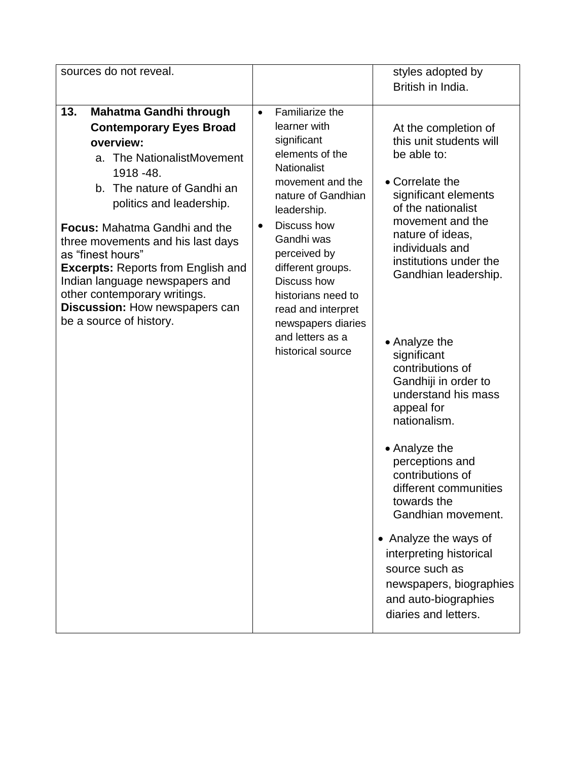| | | |
|---|---|---|
| sources do not reveal. | | styles adopted by British in India. |
| **13. Mahatma Gandhi through Contemporary Eyes Broad overview:**<br>a. The NationalistMovement 1918 -48.<br>b. The nature of Gandhi an politics and leadership.<br><br>**Focus:** Mahatma Gandhi and the three movements and his last days as "finest hours"<br>**Excerpts:** Reports from English and Indian language newspapers and other contemporary writings.<br>**Discussion:** How newspapers can be a source of history. | • Familiarize the learner with significant elements of the Nationalist movement and the nature of Gandhian leadership.<br>• Discuss how Gandhi was perceived by different groups. Discuss how historians need to read and interpret newspapers diaries and letters as a historical source | At the completion of this unit students will be able to:<br><br>• Correlate the significant elements of the nationalist movement and the nature of ideas, individuals and institutions under the Gandhian leadership.<br><br>• Analyze the significant contributions of Gandhiji in order to understand his mass appeal for nationalism.<br><br>• Analyze the perceptions and contributions of different communities towards the Gandhian movement.<br><br>• Analyze the ways of interpreting historical source such as newspapers, biographies and auto-biographies diaries and letters. |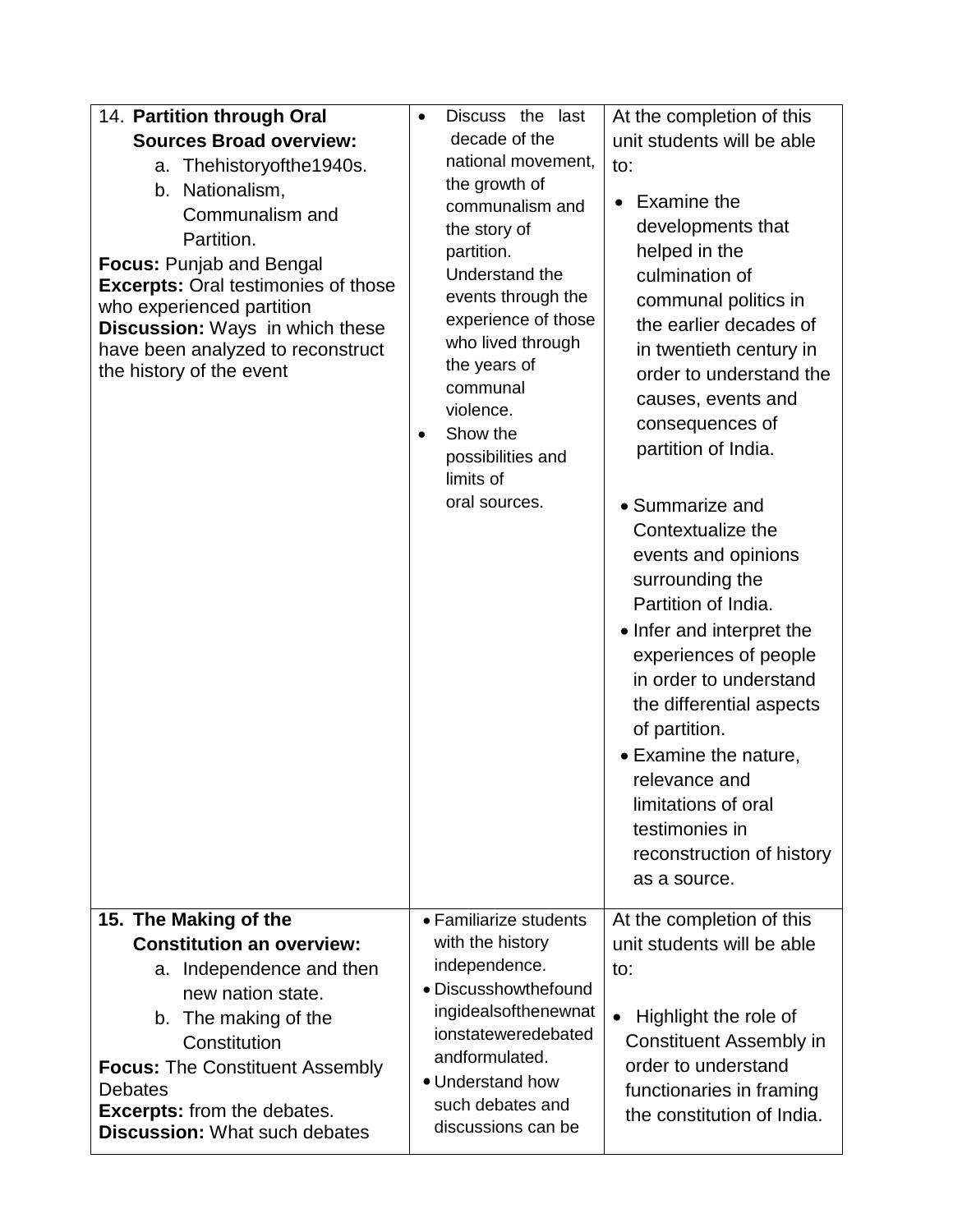| | | |
|---|---|---|
| 14. **Partition through Oral Sources Broad overview:**<br>a. Thehistoryofthe1940s.<br>b. Nationalism, Communalism and Partition.<br>**Focus:** Punjab and Bengal<br>**Excerpts:** Oral testimonies of those who experienced partition<br>**Discussion:** Ways in which these have been analyzed to reconstruct the history of the event | • Discuss the last decade of the national movement, the growth of communalism and the story of partition. Understand the events through the experience of those who lived through the years of communal violence.<br>• Show the possibilities and limits of oral sources. | At the completion of this unit students will be able to:<br>• Examine the developments that helped in the culmination of communal politics in the earlier decades of in twentieth century in order to understand the causes, events and consequences of partition of India.<br>• Summarize and Contextualize the events and opinions surrounding the Partition of India.<br>• Infer and interpret the experiences of people in order to understand the differential aspects of partition.<br>• Examine the nature, relevance and limitations of oral testimonies in reconstruction of history as a source. |
| **15. The Making of the Constitution an overview:**<br>a. Independence and then new nation state.<br>b. The making of the Constitution<br>**Focus:** The Constituent Assembly Debates<br>**Excerpts:** from the debates.<br>**Discussion:** What such debates | • Familiarize students with the history independence.<br>• Discusshowthefoundingidealsofthenewnationstateweredebatedandformulated.<br>• Understand how such debates and discussions can be | At the completion of this unit students will be able to:<br>• Highlight the role of Constituent Assembly in order to understand functionaries in framing the constitution of India. |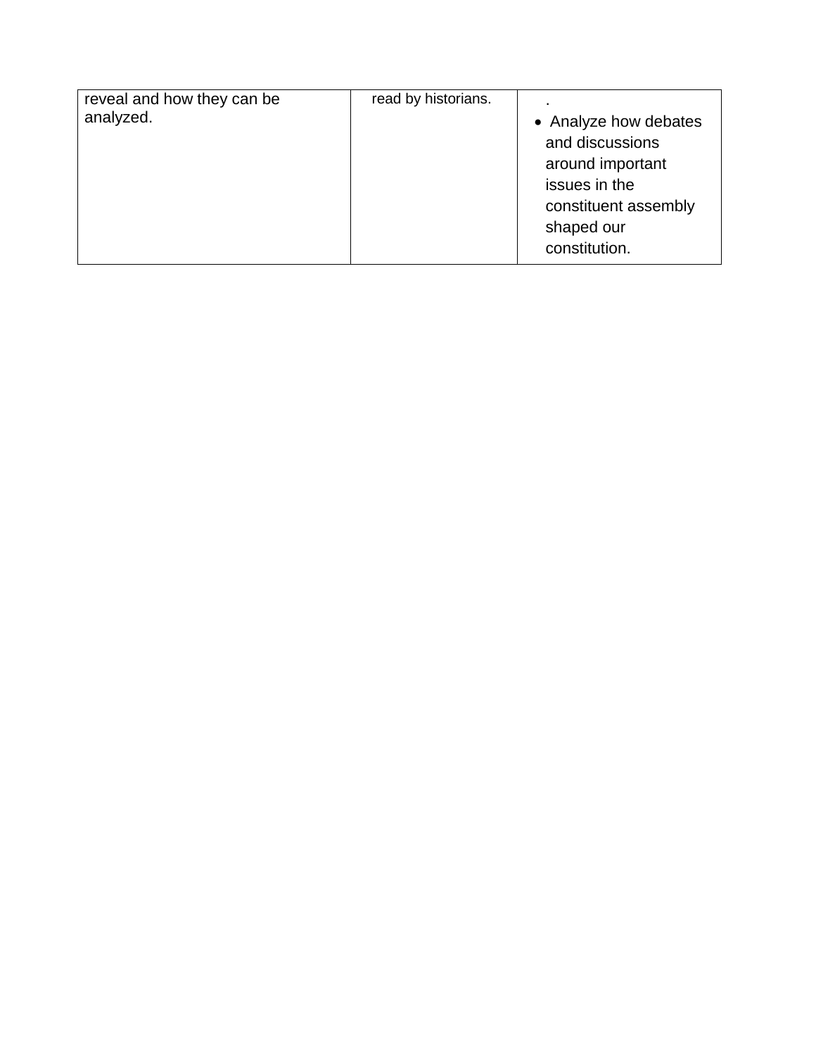| reveal and how they can be analyzed. | read by historians. | . <br>• Analyze how debates and discussions around important issues in the constituent assembly shaped our constitution. |
| --- | --- | --- |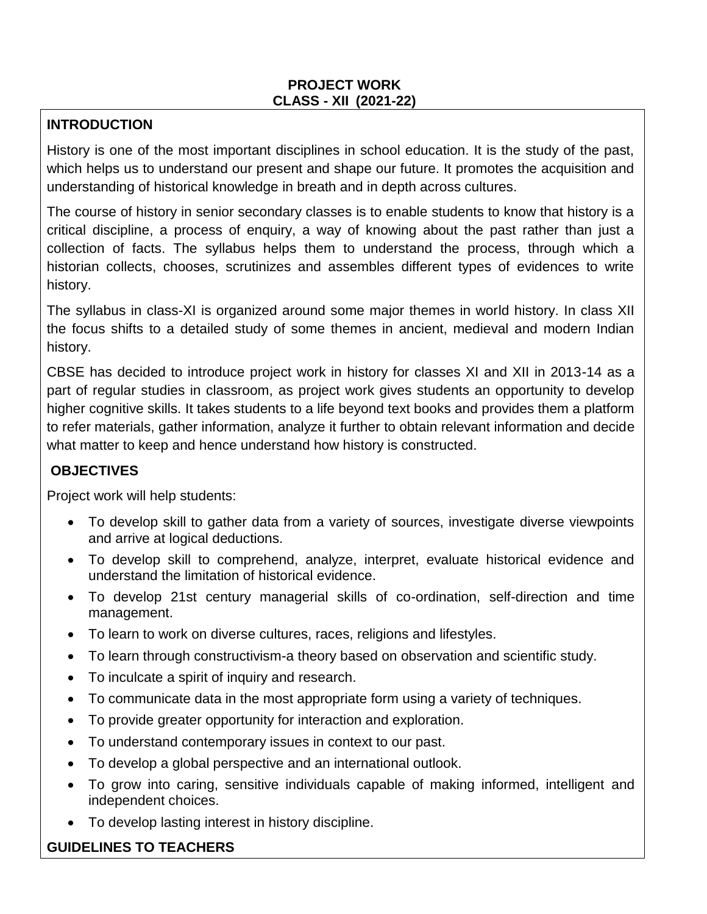**PROJECT WORK**
**CLASS - XII (2021-22)**

## INTRODUCTION

History is one of the most important disciplines in school education. It is the study of the past, which helps us to understand our present and shape our future. It promotes the acquisition and understanding of historical knowledge in breath and in depth across cultures.

The course of history in senior secondary classes is to enable students to know that history is a critical discipline, a process of enquiry, a way of knowing about the past rather than just a collection of facts. The syllabus helps them to understand the process, through which a historian collects, chooses, scrutinizes and assembles different types of evidences to write history.

The syllabus in class-XI is organized around some major themes in world history. In class XII the focus shifts to a detailed study of some themes in ancient, medieval and modern Indian history.

CBSE has decided to introduce project work in history for classes XI and XII in 2013-14 as a part of regular studies in classroom, as project work gives students an opportunity to develop higher cognitive skills. It takes students to a life beyond text books and provides them a platform to refer materials, gather information, analyze it further to obtain relevant information and decide what matter to keep and hence understand how history is constructed.

## OBJECTIVES

Project work will help students:

- To develop skill to gather data from a variety of sources, investigate diverse viewpoints and arrive at logical deductions.
- To develop skill to comprehend, analyze, interpret, evaluate historical evidence and understand the limitation of historical evidence.
- To develop 21st century managerial skills of co-ordination, self-direction and time management.
- To learn to work on diverse cultures, races, religions and lifestyles.
- To learn through constructivism-a theory based on observation and scientific study.
- To inculcate a spirit of inquiry and research.
- To communicate data in the most appropriate form using a variety of techniques.
- To provide greater opportunity for interaction and exploration.
- To understand contemporary issues in context to our past.
- To develop a global perspective and an international outlook.
- To grow into caring, sensitive individuals capable of making informed, intelligent and independent choices.
- To develop lasting interest in history discipline.

## GUIDELINES TO TEACHERS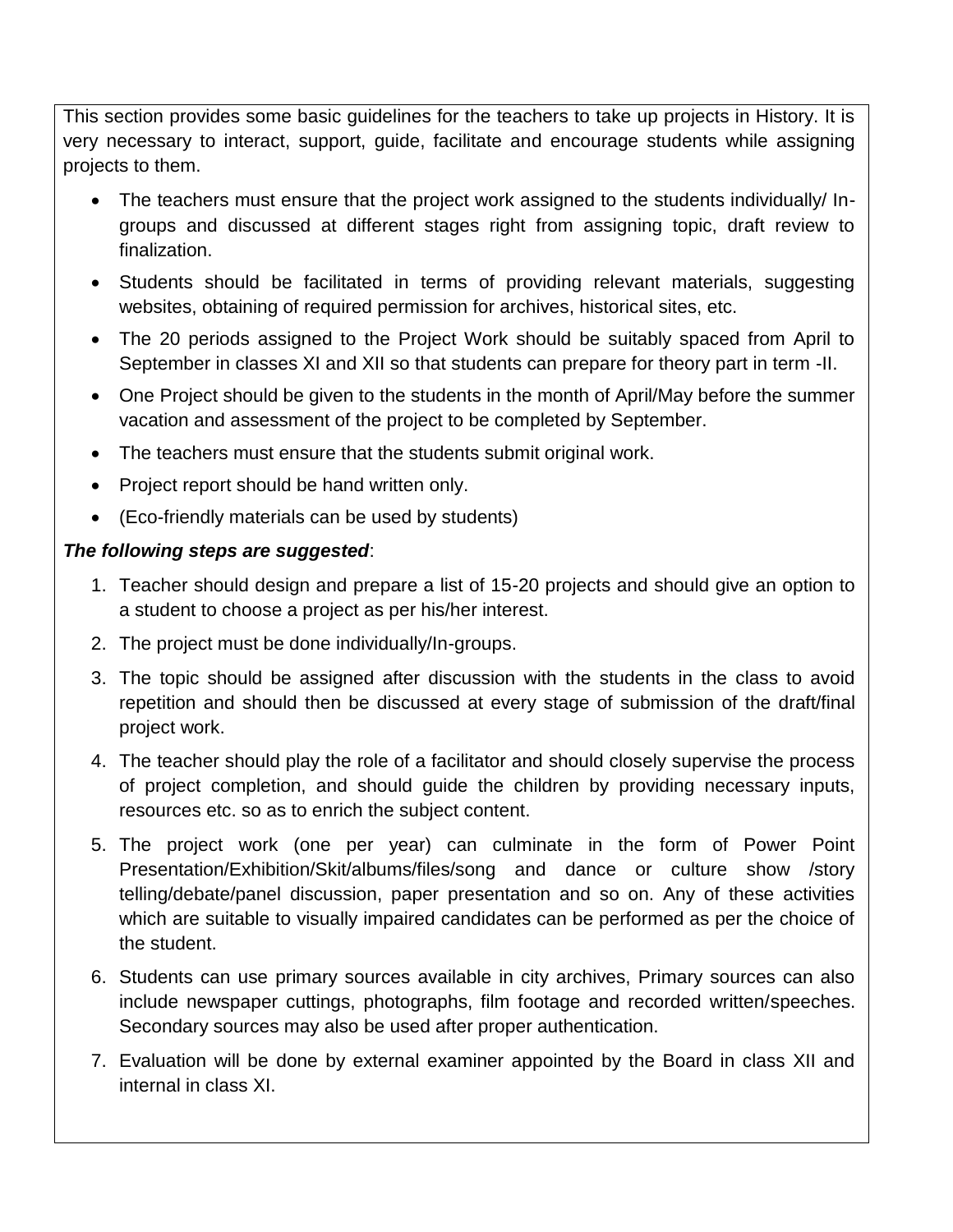This section provides some basic guidelines for the teachers to take up projects in History. It is very necessary to interact, support, guide, facilitate and encourage students while assigning projects to them.

- The teachers must ensure that the project work assigned to the students individually/ In-groups and discussed at different stages right from assigning topic, draft review to finalization.
- Students should be facilitated in terms of providing relevant materials, suggesting websites, obtaining of required permission for archives, historical sites, etc.
- The 20 periods assigned to the Project Work should be suitably spaced from April to September in classes XI and XII so that students can prepare for theory part in term -II.
- One Project should be given to the students in the month of April/May before the summer vacation and assessment of the project to be completed by September.
- The teachers must ensure that the students submit original work.
- Project report should be hand written only.
- (Eco-friendly materials can be used by students)

***The following steps are suggested***:

1. Teacher should design and prepare a list of 15-20 projects and should give an option to a student to choose a project as per his/her interest.
2. The project must be done individually/In-groups.
3. The topic should be assigned after discussion with the students in the class to avoid repetition and should then be discussed at every stage of submission of the draft/final project work.
4. The teacher should play the role of a facilitator and should closely supervise the process of project completion, and should guide the children by providing necessary inputs, resources etc. so as to enrich the subject content.
5. The project work (one per year) can culminate in the form of Power Point Presentation/Exhibition/Skit/albums/files/song and dance or culture show /story telling/debate/panel discussion, paper presentation and so on. Any of these activities which are suitable to visually impaired candidates can be performed as per the choice of the student.
6. Students can use primary sources available in city archives, Primary sources can also include newspaper cuttings, photographs, film footage and recorded written/speeches. Secondary sources may also be used after proper authentication.
7. Evaluation will be done by external examiner appointed by the Board in class XII and internal in class XI.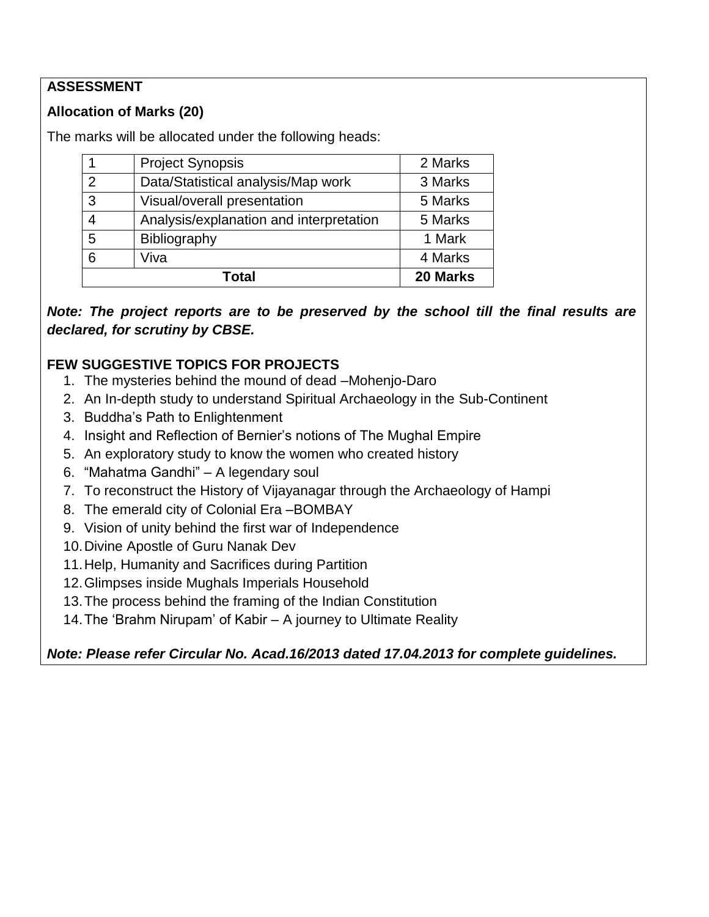**ASSESSMENT**

**Allocation of Marks (20)**

The marks will be allocated under the following heads:

| | | |
|---|---|---|
| 1 | Project Synopsis | 2 Marks |
| 2 | Data/Statistical analysis/Map work | 3 Marks |
| 3 | Visual/overall presentation | 5 Marks |
| 4 | Analysis/explanation and interpretation | 5 Marks |
| 5 | Bibliography | 1 Mark |
| 6 | Viva | 4 Marks |
| **Total** | | **20 Marks** |

***Note: The project reports are to be preserved by the school till the final results are declared, for scrutiny by CBSE.***

**FEW SUGGESTIVE TOPICS FOR PROJECTS**

1. The mysteries behind the mound of dead –Mohenjo-Daro
2. An In-depth study to understand Spiritual Archaeology in the Sub-Continent
3. Buddha's Path to Enlightenment
4. Insight and Reflection of Bernier's notions of The Mughal Empire
5. An exploratory study to know the women who created history
6. "Mahatma Gandhi" – A legendary soul
7. To reconstruct the History of Vijayanagar through the Archaeology of Hampi
8. The emerald city of Colonial Era –BOMBAY
9. Vision of unity behind the first war of Independence
10. Divine Apostle of Guru Nanak Dev
11. Help, Humanity and Sacrifices during Partition
12. Glimpses inside Mughals Imperials Household
13. The process behind the framing of the Indian Constitution
14. The 'Brahm Nirupam' of Kabir – A journey to Ultimate Reality

***Note: Please refer Circular No. Acad.16/2013 dated 17.04.2013 for complete guidelines.***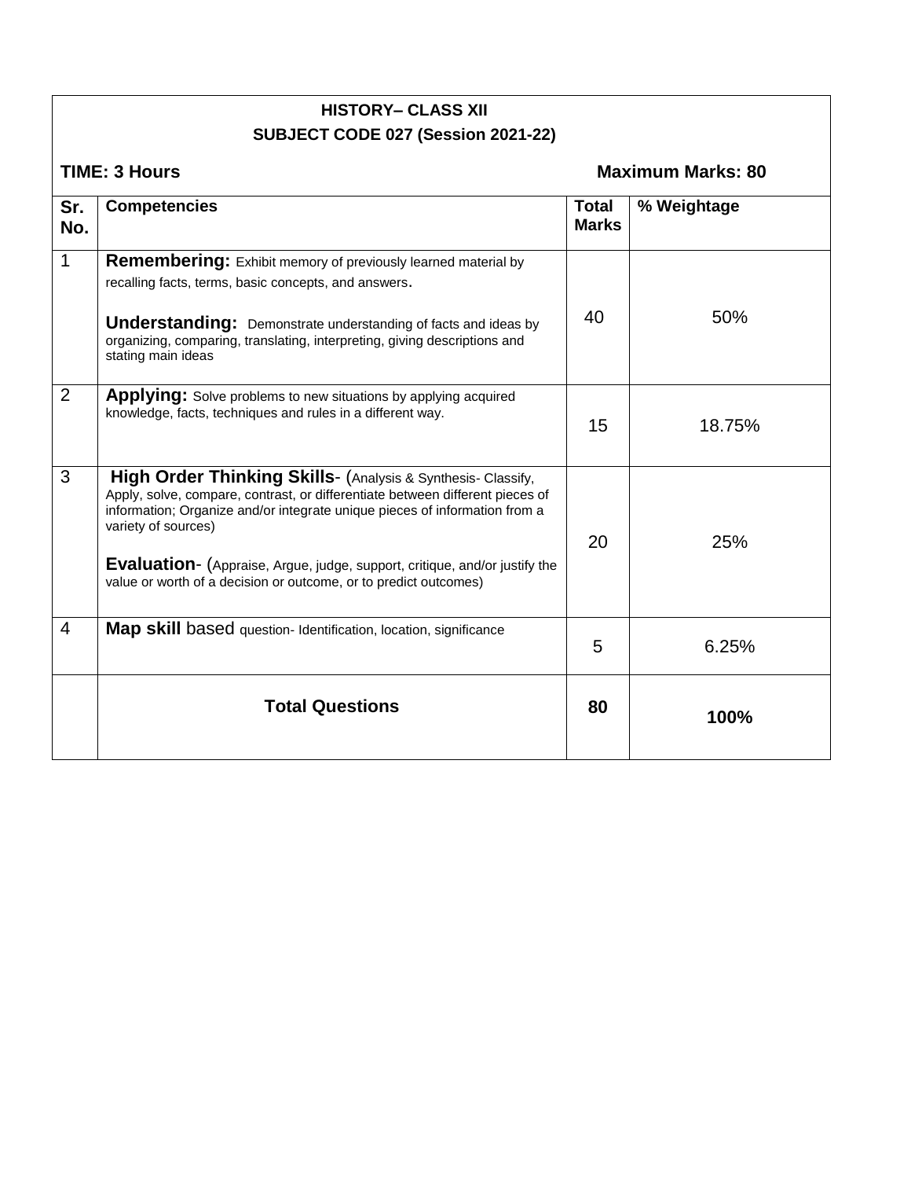**HISTORY– CLASS XII**
**SUBJECT CODE 027 (Session 2021-22)**

**TIME: 3 Hours** **Maximum Marks: 80**

| Sr. No. | Competencies | Total Marks | % Weightage |
|---|---|---|---|
| 1 | **Remembering:** Exhibit memory of previously learned material by recalling facts, terms, basic concepts, and answers.<br><br>**Understanding:** Demonstrate understanding of facts and ideas by organizing, comparing, translating, interpreting, giving descriptions and stating main ideas | 40 | 50% |
| 2 | **Applying:** Solve problems to new situations by applying acquired knowledge, facts, techniques and rules in a different way. | 15 | 18.75% |
| 3 | **High Order Thinking Skills**- (Analysis & Synthesis- Classify, Apply, solve, compare, contrast, or differentiate between different pieces of information; Organize and/or integrate unique pieces of information from a variety of sources)<br><br>**Evaluation**- (Appraise, Argue, judge, support, critique, and/or justify the value or worth of a decision or outcome, or to predict outcomes) | 20 | 25% |
| 4 | **Map skill** based question- Identification, location, significance | 5 | 6.25% |
| | **Total Questions** | **80** | **100%** |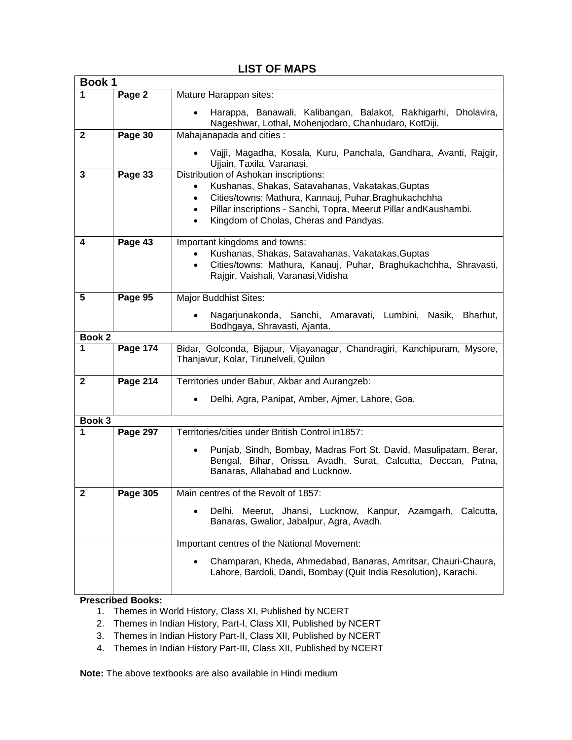# LIST OF MAPS

| | | |
|---|---|---|
| **Book 1** | | |
| **1** | **Page 2** | Mature Harappan sites:<br>• Harappa, Banawali, Kalibangan, Balakot, Rakhigarhi, Dholavira, Nageshwar, Lothal, Mohenjodaro, Chanhudaro, KotDiji. |
| **2** | **Page 30** | Mahajanapada and cities :<br>• Vajji, Magadha, Kosala, Kuru, Panchala, Gandhara, Avanti, Rajgir, Ujjain, Taxila, Varanasi. |
| **3** | **Page 33** | Distribution of Ashokan inscriptions:<br>• Kushanas, Shakas, Satavahanas, Vakatakas,Guptas<br>• Cities/towns: Mathura, Kannauj, Puhar,Braghukachchha<br>• Pillar inscriptions - Sanchi, Topra, Meerut Pillar andKaushambi.<br>• Kingdom of Cholas, Cheras and Pandyas. |
| **4** | **Page 43** | Important kingdoms and towns:<br>• Kushanas, Shakas, Satavahanas, Vakatakas,Guptas<br>• Cities/towns: Mathura, Kanauj, Puhar, Braghukachchha, Shravasti, Rajgir, Vaishali, Varanasi,Vidisha |
| **5** | **Page 95** | Major Buddhist Sites:<br>• Nagarjunakonda, Sanchi, Amaravati, Lumbini, Nasik, Bharhut, Bodhgaya, Shravasti, Ajanta. |
| **Book 2** | | |
| **1** | **Page 174** | Bidar, Golconda, Bijapur, Vijayanagar, Chandragiri, Kanchipuram, Mysore, Thanjavur, Kolar, Tirunelveli, Quilon |
| **2** | **Page 214** | Territories under Babur, Akbar and Aurangzeb:<br>• Delhi, Agra, Panipat, Amber, Ajmer, Lahore, Goa. |
| **Book 3** | | |
| **1** | **Page 297** | Territories/cities under British Control in1857:<br>• Punjab, Sindh, Bombay, Madras Fort St. David, Masulipatam, Berar, Bengal, Bihar, Orissa, Avadh, Surat, Calcutta, Deccan, Patna, Banaras, Allahabad and Lucknow. |
| **2** | **Page 305** | Main centres of the Revolt of 1857:<br>• Delhi, Meerut, Jhansi, Lucknow, Kanpur, Azamgarh, Calcutta, Banaras, Gwalior, Jabalpur, Agra, Avadh. |
| | | Important centres of the National Movement:<br>• Champaran, Kheda, Ahmedabad, Banaras, Amritsar, Chauri-Chaura, Lahore, Bardoli, Dandi, Bombay (Quit India Resolution), Karachi. |

**Prescribed Books:**

1. Themes in World History, Class XI, Published by NCERT
2. Themes in Indian History, Part-I, Class XII, Published by NCERT
3. Themes in Indian History Part-II, Class XII, Published by NCERT
4. Themes in Indian History Part-III, Class XII, Published by NCERT

**Note:** The above textbooks are also available in Hindi medium